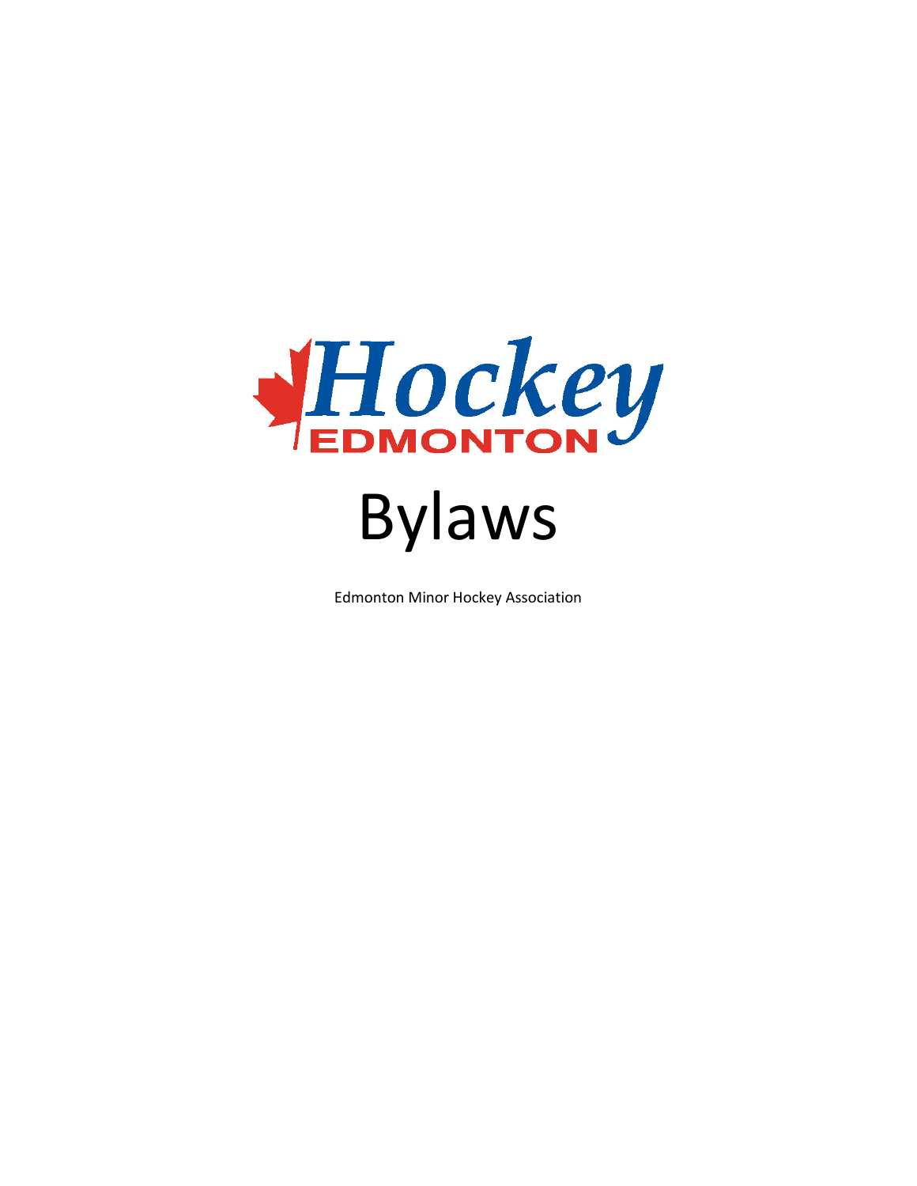Hockey EDMONTON

# Bylaws

Edmonton Minor Hockey Association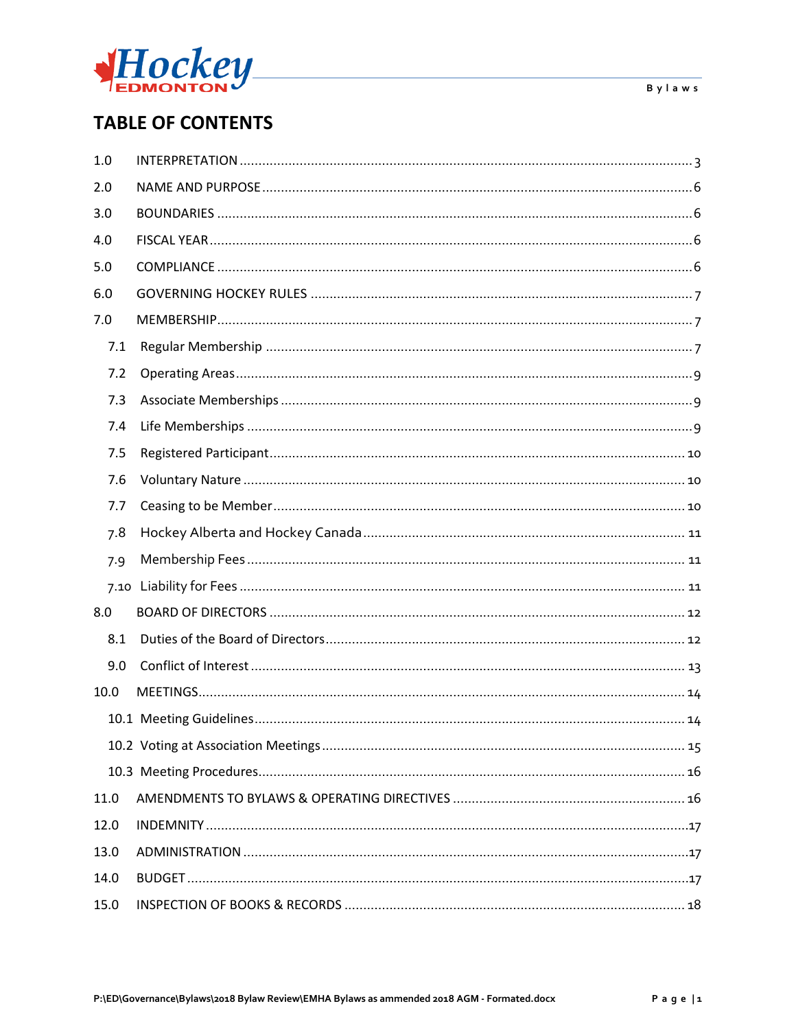# TABLE OF CONTENTS

| | | |
|---|---|---|
| 1.0 | INTERPRETATION | 3 |
| 2.0 | NAME AND PURPOSE | 6 |
| 3.0 | BOUNDARIES | 6 |
| 4.0 | FISCAL YEAR | 6 |
| 5.0 | COMPLIANCE | 6 |
| 6.0 | GOVERNING HOCKEY RULES | 7 |
| 7.0 | MEMBERSHIP | 7 |
| 7.1 | Regular Membership | 7 |
| 7.2 | Operating Areas | 9 |
| 7.3 | Associate Memberships | 9 |
| 7.4 | Life Memberships | 9 |
| 7.5 | Registered Participant | 10 |
| 7.6 | Voluntary Nature | 10 |
| 7.7 | Ceasing to be Member | 10 |
| 7.8 | Hockey Alberta and Hockey Canada | 11 |
| 7.9 | Membership Fees | 11 |
| 7.10 | Liability for Fees | 11 |
| 8.0 | BOARD OF DIRECTORS | 12 |
| 8.1 | Duties of the Board of Directors | 12 |
| 9.0 | Conflict of Interest | 13 |
| 10.0 | MEETINGS | 14 |
| 10.1 | Meeting Guidelines | 14 |
| 10.2 | Voting at Association Meetings | 15 |
| 10.3 | Meeting Procedures | 16 |
| 11.0 | AMENDMENTS TO BYLAWS & OPERATING DIRECTIVES | 16 |
| 12.0 | INDEMNITY | 17 |
| 13.0 | ADMINISTRATION | 17 |
| 14.0 | BUDGET | 17 |
| 15.0 | INSPECTION OF BOOKS & RECORDS | 18 |

P:\ED\Governance\Bylaws\2018 Bylaw Review\EMHA Bylaws as ammended 2018 AGM - Formated.docx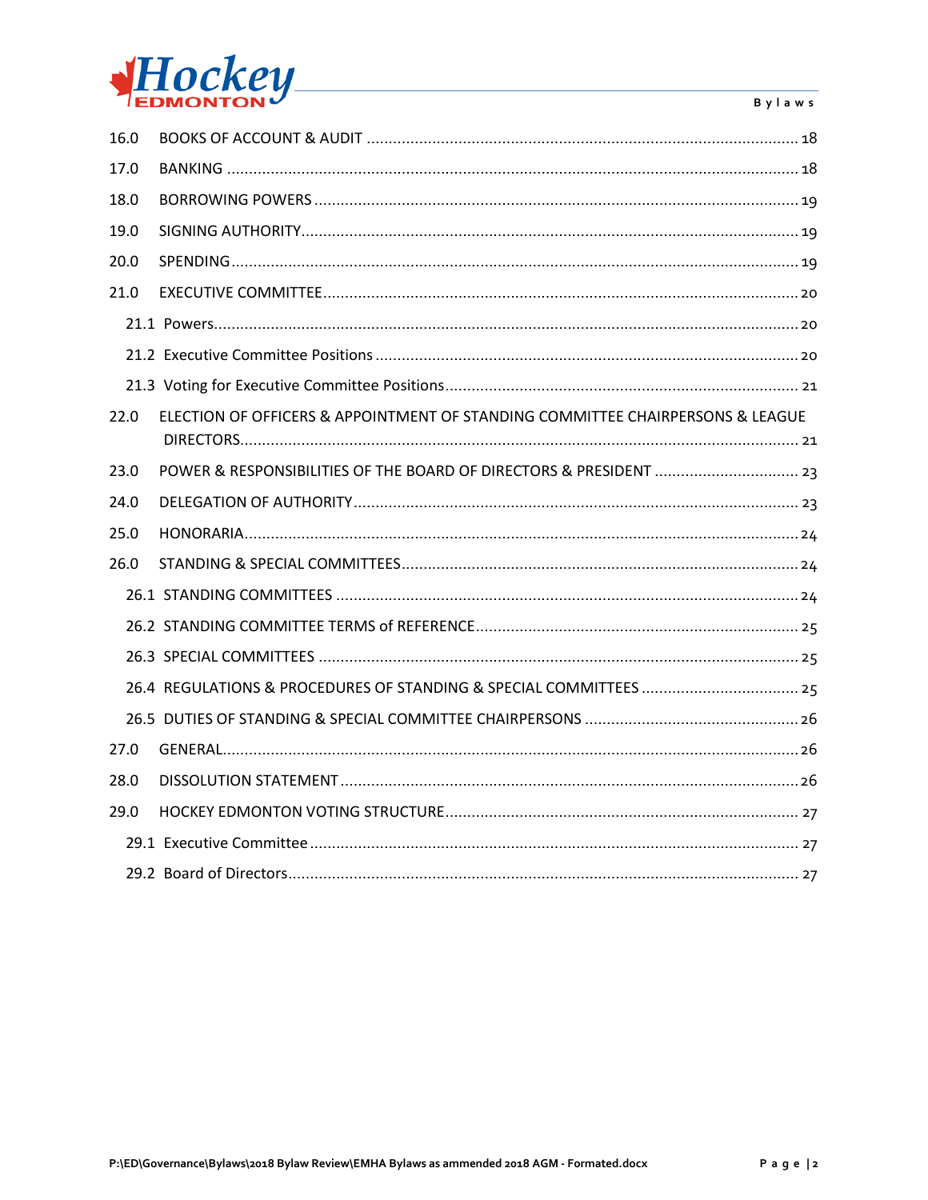16.0 BOOKS OF ACCOUNT & AUDIT ..................... 18

17.0 BANKING ..................... 18

18.0 BORROWING POWERS ..................... 19

19.0 SIGNING AUTHORITY ..................... 19

20.0 SPENDING ..................... 19

21.0 EXECUTIVE COMMITTEE ..................... 20

- 21.1 Powers ..................... 20
- 21.2 Executive Committee Positions ..................... 20
- 21.3 Voting for Executive Committee Positions ..................... 21

22.0 ELECTION OF OFFICERS & APPOINTMENT OF STANDING COMMITTEE CHAIRPERSONS & LEAGUE DIRECTORS ..................... 21

23.0 POWER & RESPONSIBILITIES OF THE BOARD OF DIRECTORS & PRESIDENT ..................... 23

24.0 DELEGATION OF AUTHORITY ..................... 23

25.0 HONORARIA ..................... 24

26.0 STANDING & SPECIAL COMMITTEES ..................... 24

- 26.1 STANDING COMMITTEES ..................... 24
- 26.2 STANDING COMMITTEE TERMS of REFERENCE ..................... 25
- 26.3 SPECIAL COMMITTEES ..................... 25
- 26.4 REGULATIONS & PROCEDURES OF STANDING & SPECIAL COMMITTEES ..................... 25
- 26.5 DUTIES OF STANDING & SPECIAL COMMITTEE CHAIRPERSONS ..................... 26

27.0 GENERAL ..................... 26

28.0 DISSOLUTION STATEMENT ..................... 26

29.0 HOCKEY EDMONTON VOTING STRUCTURE ..................... 27

- 29.1 Executive Committee ..................... 27
- 29.2 Board of Directors ..................... 27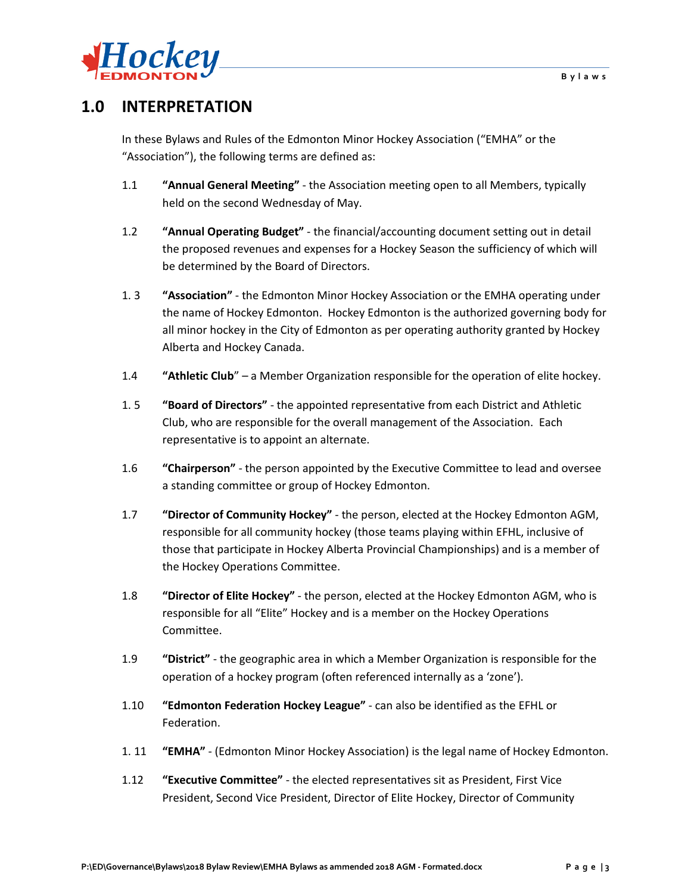# 1.0 INTERPRETATION

In these Bylaws and Rules of the Edmonton Minor Hockey Association ("EMHA" or the "Association"), the following terms are defined as:

1.1 **"Annual General Meeting"** - the Association meeting open to all Members, typically held on the second Wednesday of May.

1.2 **"Annual Operating Budget"** - the financial/accounting document setting out in detail the proposed revenues and expenses for a Hockey Season the sufficiency of which will be determined by the Board of Directors.

1. 3 **"Association"** - the Edmonton Minor Hockey Association or the EMHA operating under the name of Hockey Edmonton. Hockey Edmonton is the authorized governing body for all minor hockey in the City of Edmonton as per operating authority granted by Hockey Alberta and Hockey Canada.

1.4 **"Athletic Club"** – a Member Organization responsible for the operation of elite hockey.

1. 5 **"Board of Directors"** - the appointed representative from each District and Athletic Club, who are responsible for the overall management of the Association. Each representative is to appoint an alternate.

1.6 **"Chairperson"** - the person appointed by the Executive Committee to lead and oversee a standing committee or group of Hockey Edmonton.

1.7 **"Director of Community Hockey"** - the person, elected at the Hockey Edmonton AGM, responsible for all community hockey (those teams playing within EFHL, inclusive of those that participate in Hockey Alberta Provincial Championships) and is a member of the Hockey Operations Committee.

1.8 **"Director of Elite Hockey"** - the person, elected at the Hockey Edmonton AGM, who is responsible for all "Elite" Hockey and is a member on the Hockey Operations Committee.

1.9 **"District"** - the geographic area in which a Member Organization is responsible for the operation of a hockey program (often referenced internally as a 'zone').

1.10 **"Edmonton Federation Hockey League"** - can also be identified as the EFHL or Federation.

1. 11 **"EMHA"** - (Edmonton Minor Hockey Association) is the legal name of Hockey Edmonton.

1.12 **"Executive Committee"** - the elected representatives sit as President, First Vice President, Second Vice President, Director of Elite Hockey, Director of Community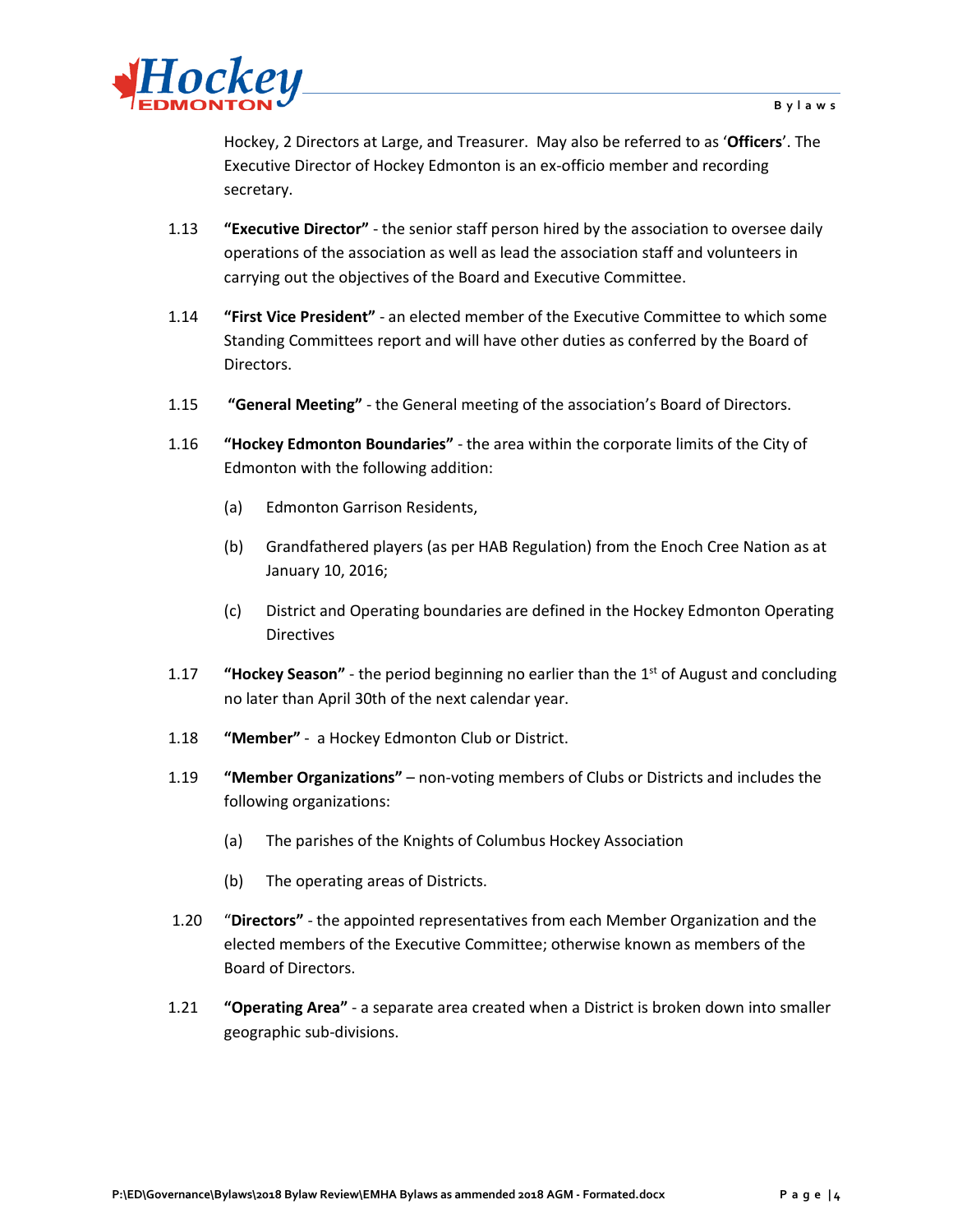Hockey, 2 Directors at Large, and Treasurer. May also be referred to as '**Officers**'. The Executive Director of Hockey Edmonton is an ex-officio member and recording secretary.

1.13 **"Executive Director"** - the senior staff person hired by the association to oversee daily operations of the association as well as lead the association staff and volunteers in carrying out the objectives of the Board and Executive Committee.

1.14 **"First Vice President"** - an elected member of the Executive Committee to which some Standing Committees report and will have other duties as conferred by the Board of Directors.

1.15 **"General Meeting"** - the General meeting of the association's Board of Directors.

1.16 **"Hockey Edmonton Boundaries"** - the area within the corporate limits of the City of Edmonton with the following addition:

(a) Edmonton Garrison Residents,

(b) Grandfathered players (as per HAB Regulation) from the Enoch Cree Nation as at January 10, 2016;

(c) District and Operating boundaries are defined in the Hockey Edmonton Operating Directives

1.17 **"Hockey Season"** - the period beginning no earlier than the 1st of August and concluding no later than April 30th of the next calendar year.

1.18 **"Member"** - a Hockey Edmonton Club or District.

1.19 **"Member Organizations"** – non-voting members of Clubs or Districts and includes the following organizations:

(a) The parishes of the Knights of Columbus Hockey Association

(b) The operating areas of Districts.

1.20 "**Directors"** - the appointed representatives from each Member Organization and the elected members of the Executive Committee; otherwise known as members of the Board of Directors.

1.21 **"Operating Area"** - a separate area created when a District is broken down into smaller geographic sub-divisions.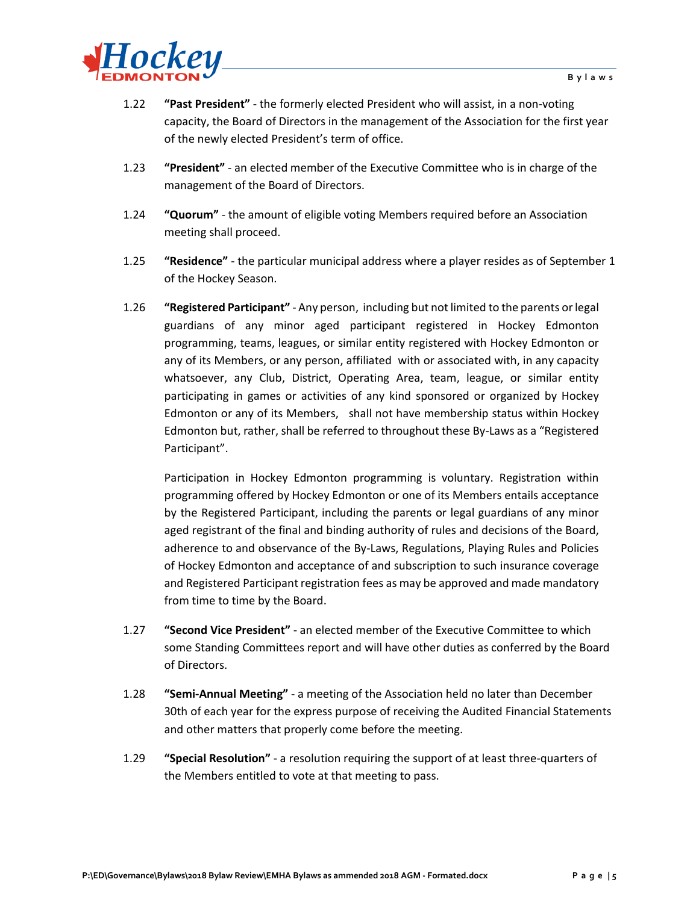1.22 **"Past President"** - the formerly elected President who will assist, in a non-voting capacity, the Board of Directors in the management of the Association for the first year of the newly elected President's term of office.

1.23 **"President"** - an elected member of the Executive Committee who is in charge of the management of the Board of Directors.

1.24 **"Quorum"** - the amount of eligible voting Members required before an Association meeting shall proceed.

1.25 **"Residence"** - the particular municipal address where a player resides as of September 1 of the Hockey Season.

1.26 **"Registered Participant"** - Any person, including but not limited to the parents or legal guardians of any minor aged participant registered in Hockey Edmonton programming, teams, leagues, or similar entity registered with Hockey Edmonton or any of its Members, or any person, affiliated with or associated with, in any capacity whatsoever, any Club, District, Operating Area, team, league, or similar entity participating in games or activities of any kind sponsored or organized by Hockey Edmonton or any of its Members, shall not have membership status within Hockey Edmonton but, rather, shall be referred to throughout these By-Laws as a "Registered Participant".

Participation in Hockey Edmonton programming is voluntary. Registration within programming offered by Hockey Edmonton or one of its Members entails acceptance by the Registered Participant, including the parents or legal guardians of any minor aged registrant of the final and binding authority of rules and decisions of the Board, adherence to and observance of the By-Laws, Regulations, Playing Rules and Policies of Hockey Edmonton and acceptance of and subscription to such insurance coverage and Registered Participant registration fees as may be approved and made mandatory from time to time by the Board.

1.27 **"Second Vice President"** - an elected member of the Executive Committee to which some Standing Committees report and will have other duties as conferred by the Board of Directors.

1.28 **"Semi-Annual Meeting"** - a meeting of the Association held no later than December 30th of each year for the express purpose of receiving the Audited Financial Statements and other matters that properly come before the meeting.

1.29 **"Special Resolution"** - a resolution requiring the support of at least three-quarters of the Members entitled to vote at that meeting to pass.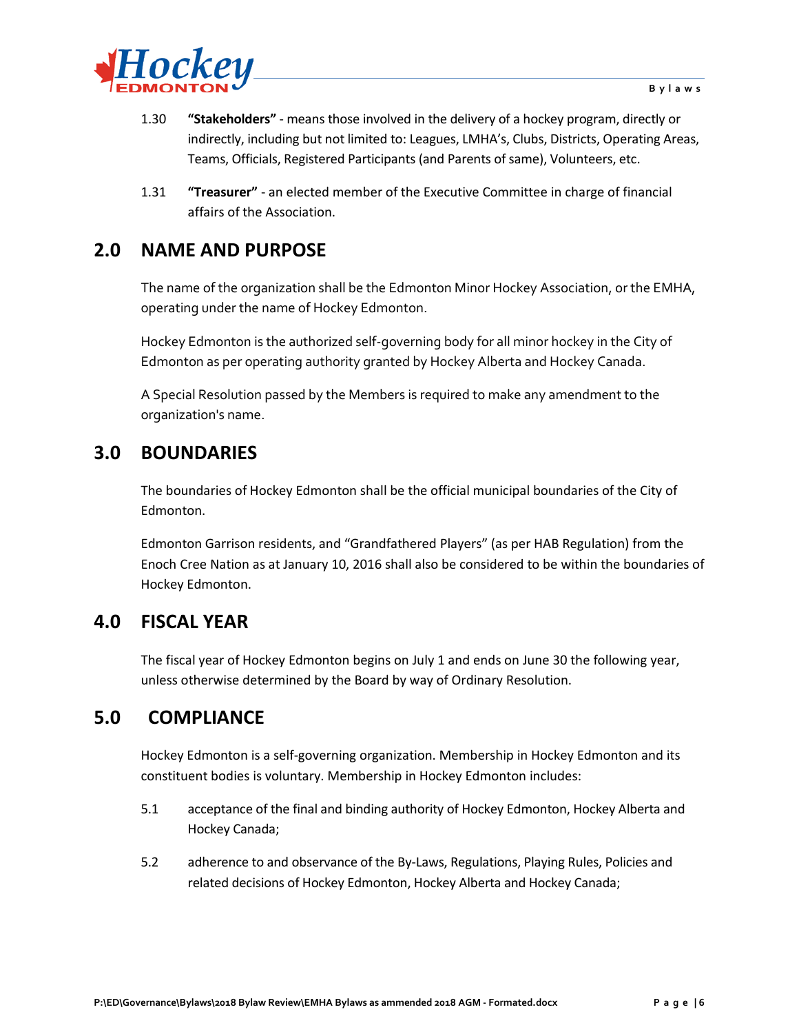1.30 **"Stakeholders"** - means those involved in the delivery of a hockey program, directly or indirectly, including but not limited to: Leagues, LMHA's, Clubs, Districts, Operating Areas, Teams, Officials, Registered Participants (and Parents of same), Volunteers, etc.

1.31 **"Treasurer"** - an elected member of the Executive Committee in charge of financial affairs of the Association.

# 2.0 NAME AND PURPOSE

The name of the organization shall be the Edmonton Minor Hockey Association, or the EMHA, operating under the name of Hockey Edmonton.

Hockey Edmonton is the authorized self-governing body for all minor hockey in the City of Edmonton as per operating authority granted by Hockey Alberta and Hockey Canada.

A Special Resolution passed by the Members is required to make any amendment to the organization's name.

# 3.0 BOUNDARIES

The boundaries of Hockey Edmonton shall be the official municipal boundaries of the City of Edmonton.

Edmonton Garrison residents, and "Grandfathered Players" (as per HAB Regulation) from the Enoch Cree Nation as at January 10, 2016 shall also be considered to be within the boundaries of Hockey Edmonton.

# 4.0 FISCAL YEAR

The fiscal year of Hockey Edmonton begins on July 1 and ends on June 30 the following year, unless otherwise determined by the Board by way of Ordinary Resolution.

# 5.0 COMPLIANCE

Hockey Edmonton is a self-governing organization. Membership in Hockey Edmonton and its constituent bodies is voluntary. Membership in Hockey Edmonton includes:

5.1 acceptance of the final and binding authority of Hockey Edmonton, Hockey Alberta and Hockey Canada;

5.2 adherence to and observance of the By-Laws, Regulations, Playing Rules, Policies and related decisions of Hockey Edmonton, Hockey Alberta and Hockey Canada;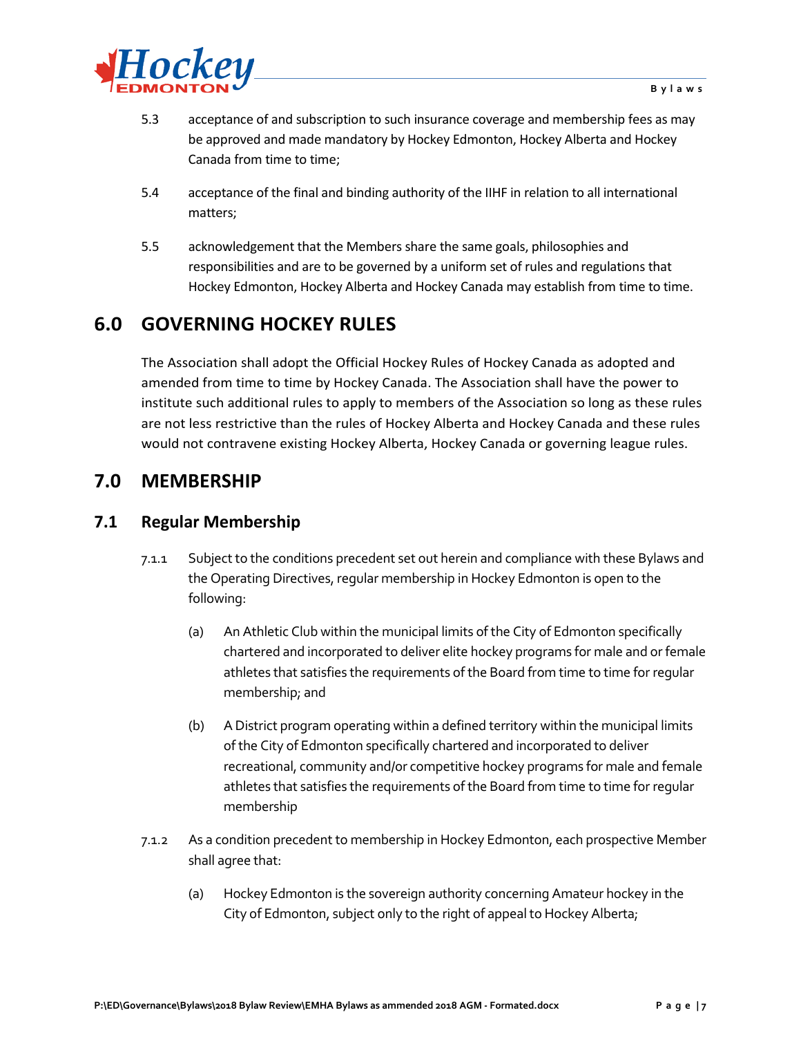5.3 acceptance of and subscription to such insurance coverage and membership fees as may be approved and made mandatory by Hockey Edmonton, Hockey Alberta and Hockey Canada from time to time;

5.4 acceptance of the final and binding authority of the IIHF in relation to all international matters;

5.5 acknowledgement that the Members share the same goals, philosophies and responsibilities and are to be governed by a uniform set of rules and regulations that Hockey Edmonton, Hockey Alberta and Hockey Canada may establish from time to time.

# 6.0 GOVERNING HOCKEY RULES

The Association shall adopt the Official Hockey Rules of Hockey Canada as adopted and amended from time to time by Hockey Canada. The Association shall have the power to institute such additional rules to apply to members of the Association so long as these rules are not less restrictive than the rules of Hockey Alberta and Hockey Canada and these rules would not contravene existing Hockey Alberta, Hockey Canada or governing league rules.

# 7.0 MEMBERSHIP

## 7.1 Regular Membership

7.1.1 Subject to the conditions precedent set out herein and compliance with these Bylaws and the Operating Directives, regular membership in Hockey Edmonton is open to the following:

(a) An Athletic Club within the municipal limits of the City of Edmonton specifically chartered and incorporated to deliver elite hockey programs for male and or female athletes that satisfies the requirements of the Board from time to time for regular membership; and

(b) A District program operating within a defined territory within the municipal limits of the City of Edmonton specifically chartered and incorporated to deliver recreational, community and/or competitive hockey programs for male and female athletes that satisfies the requirements of the Board from time to time for regular membership

7.1.2 As a condition precedent to membership in Hockey Edmonton, each prospective Member shall agree that:

(a) Hockey Edmonton is the sovereign authority concerning Amateur hockey in the City of Edmonton, subject only to the right of appeal to Hockey Alberta;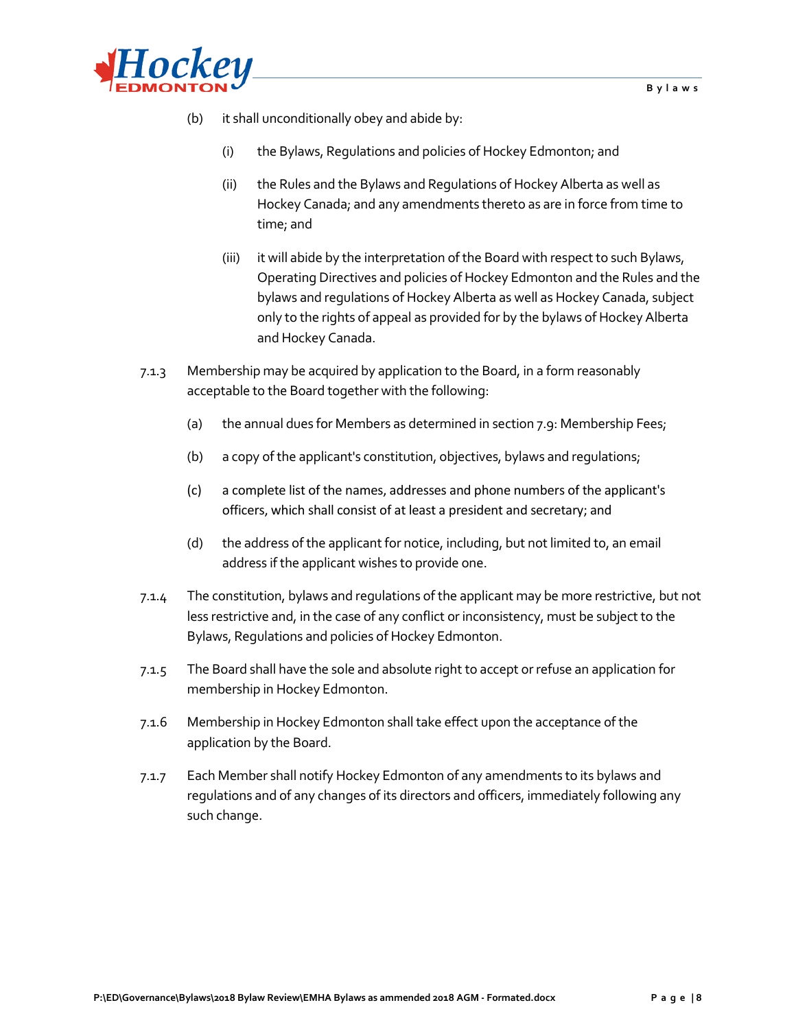(b) it shall unconditionally obey and abide by:

(i) the Bylaws, Regulations and policies of Hockey Edmonton; and

(ii) the Rules and the Bylaws and Regulations of Hockey Alberta as well as Hockey Canada; and any amendments thereto as are in force from time to time; and

(iii) it will abide by the interpretation of the Board with respect to such Bylaws, Operating Directives and policies of Hockey Edmonton and the Rules and the bylaws and regulations of Hockey Alberta as well as Hockey Canada, subject only to the rights of appeal as provided for by the bylaws of Hockey Alberta and Hockey Canada.

7.1.3 Membership may be acquired by application to the Board, in a form reasonably acceptable to the Board together with the following:

(a) the annual dues for Members as determined in section 7.9: Membership Fees;

(b) a copy of the applicant's constitution, objectives, bylaws and regulations;

(c) a complete list of the names, addresses and phone numbers of the applicant's officers, which shall consist of at least a president and secretary; and

(d) the address of the applicant for notice, including, but not limited to, an email address if the applicant wishes to provide one.

7.1.4 The constitution, bylaws and regulations of the applicant may be more restrictive, but not less restrictive and, in the case of any conflict or inconsistency, must be subject to the Bylaws, Regulations and policies of Hockey Edmonton.

7.1.5 The Board shall have the sole and absolute right to accept or refuse an application for membership in Hockey Edmonton.

7.1.6 Membership in Hockey Edmonton shall take effect upon the acceptance of the application by the Board.

7.1.7 Each Member shall notify Hockey Edmonton of any amendments to its bylaws and regulations and of any changes of its directors and officers, immediately following any such change.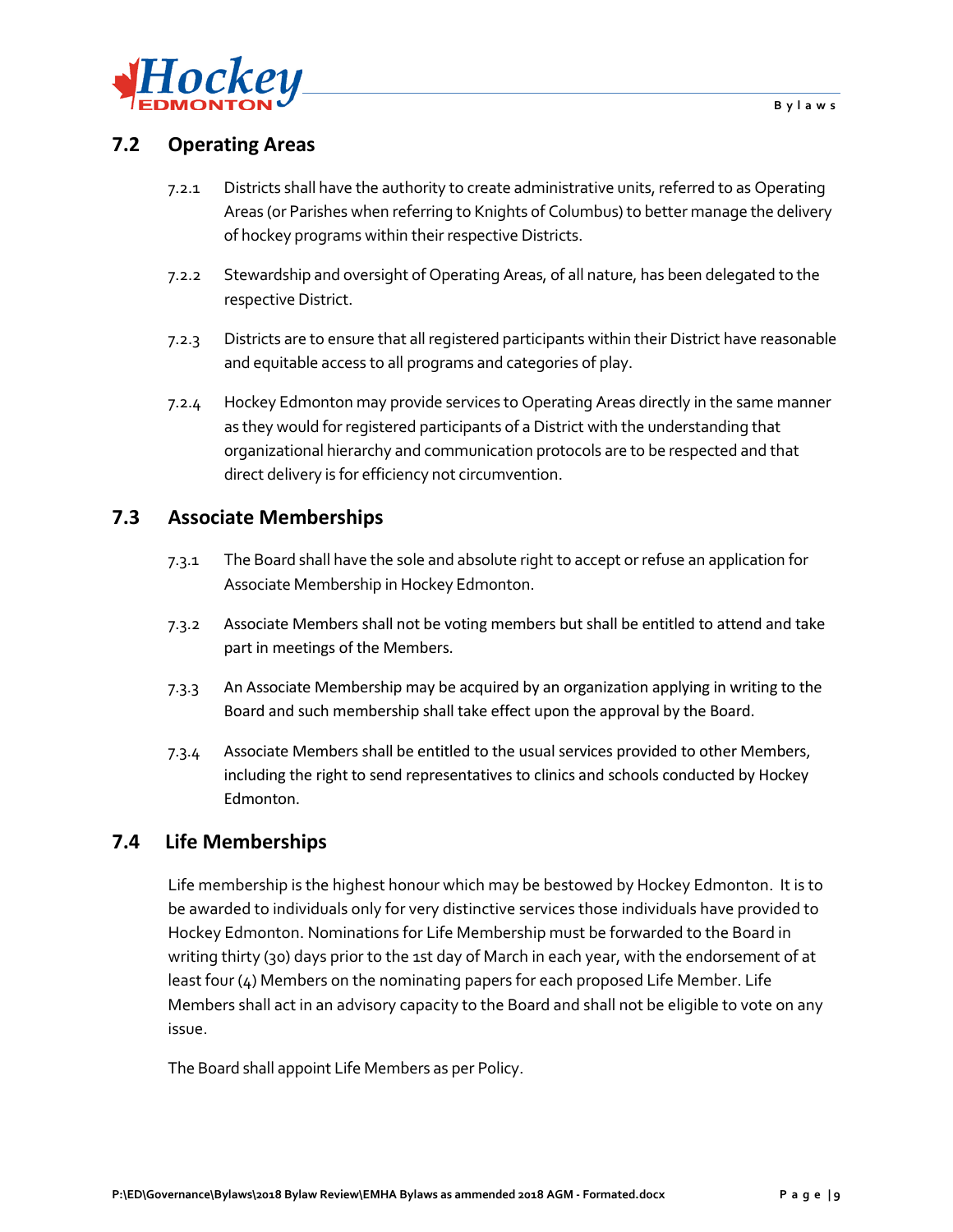## 7.2 Operating Areas

7.2.1 Districts shall have the authority to create administrative units, referred to as Operating Areas (or Parishes when referring to Knights of Columbus) to better manage the delivery of hockey programs within their respective Districts.

7.2.2 Stewardship and oversight of Operating Areas, of all nature, has been delegated to the respective District.

7.2.3 Districts are to ensure that all registered participants within their District have reasonable and equitable access to all programs and categories of play.

7.2.4 Hockey Edmonton may provide services to Operating Areas directly in the same manner as they would for registered participants of a District with the understanding that organizational hierarchy and communication protocols are to be respected and that direct delivery is for efficiency not circumvention.

## 7.3 Associate Memberships

7.3.1 The Board shall have the sole and absolute right to accept or refuse an application for Associate Membership in Hockey Edmonton.

7.3.2 Associate Members shall not be voting members but shall be entitled to attend and take part in meetings of the Members.

7.3.3 An Associate Membership may be acquired by an organization applying in writing to the Board and such membership shall take effect upon the approval by the Board.

7.3.4 Associate Members shall be entitled to the usual services provided to other Members, including the right to send representatives to clinics and schools conducted by Hockey Edmonton.

## 7.4 Life Memberships

Life membership is the highest honour which may be bestowed by Hockey Edmonton. It is to be awarded to individuals only for very distinctive services those individuals have provided to Hockey Edmonton. Nominations for Life Membership must be forwarded to the Board in writing thirty (30) days prior to the 1st day of March in each year, with the endorsement of at least four (4) Members on the nominating papers for each proposed Life Member. Life Members shall act in an advisory capacity to the Board and shall not be eligible to vote on any issue.

The Board shall appoint Life Members as per Policy.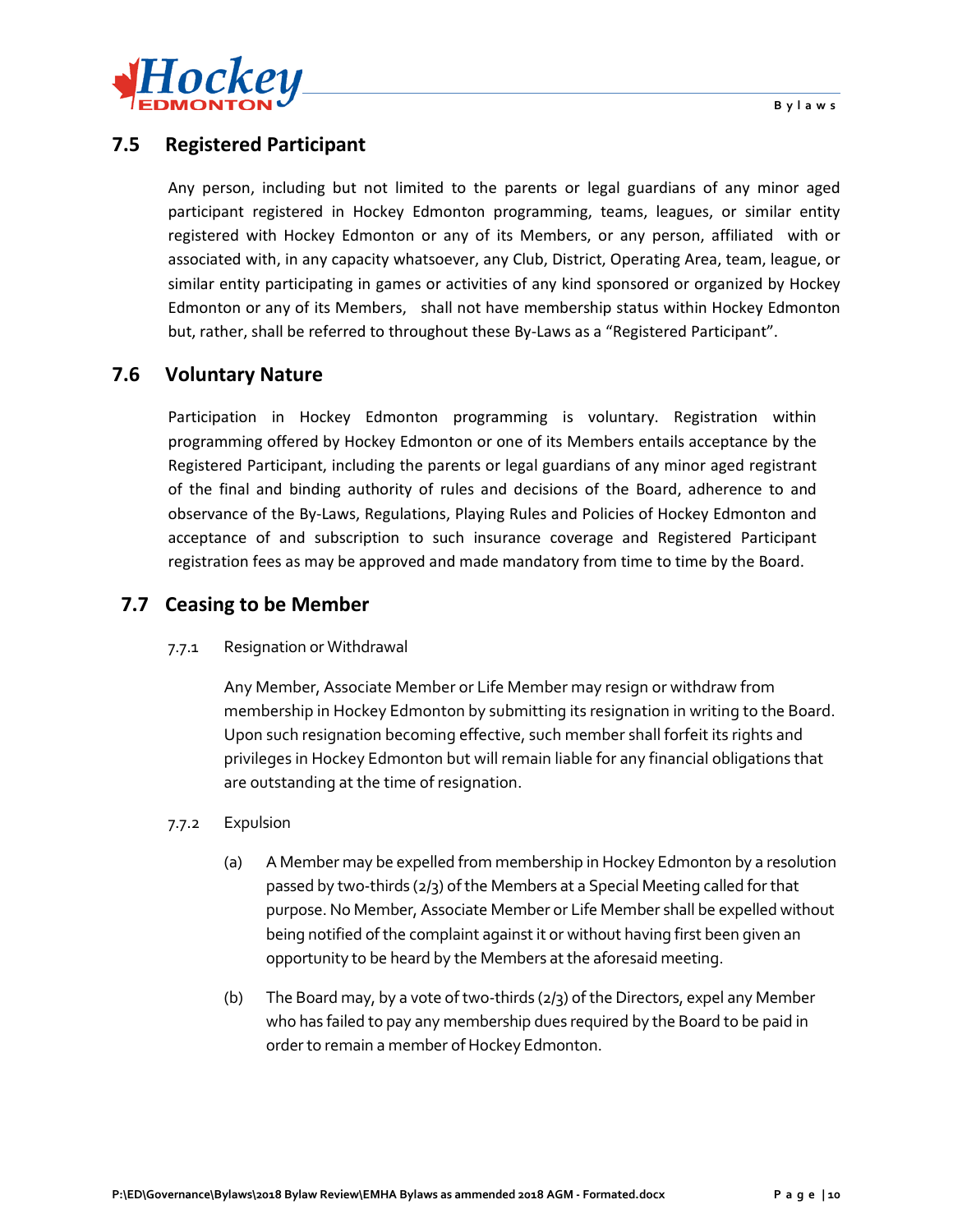## 7.5 Registered Participant

Any person, including but not limited to the parents or legal guardians of any minor aged participant registered in Hockey Edmonton programming, teams, leagues, or similar entity registered with Hockey Edmonton or any of its Members, or any person, affiliated with or associated with, in any capacity whatsoever, any Club, District, Operating Area, team, league, or similar entity participating in games or activities of any kind sponsored or organized by Hockey Edmonton or any of its Members, shall not have membership status within Hockey Edmonton but, rather, shall be referred to throughout these By-Laws as a "Registered Participant".

## 7.6 Voluntary Nature

Participation in Hockey Edmonton programming is voluntary. Registration within programming offered by Hockey Edmonton or one of its Members entails acceptance by the Registered Participant, including the parents or legal guardians of any minor aged registrant of the final and binding authority of rules and decisions of the Board, adherence to and observance of the By-Laws, Regulations, Playing Rules and Policies of Hockey Edmonton and acceptance of and subscription to such insurance coverage and Registered Participant registration fees as may be approved and made mandatory from time to time by the Board.

## 7.7 Ceasing to be Member

7.7.1 Resignation or Withdrawal

Any Member, Associate Member or Life Member may resign or withdraw from membership in Hockey Edmonton by submitting its resignation in writing to the Board. Upon such resignation becoming effective, such member shall forfeit its rights and privileges in Hockey Edmonton but will remain liable for any financial obligations that are outstanding at the time of resignation.

7.7.2 Expulsion

(a) A Member may be expelled from membership in Hockey Edmonton by a resolution passed by two-thirds (2/3) of the Members at a Special Meeting called for that purpose. No Member, Associate Member or Life Member shall be expelled without being notified of the complaint against it or without having first been given an opportunity to be heard by the Members at the aforesaid meeting.

(b) The Board may, by a vote of two-thirds (2/3) of the Directors, expel any Member who has failed to pay any membership dues required by the Board to be paid in order to remain a member of Hockey Edmonton.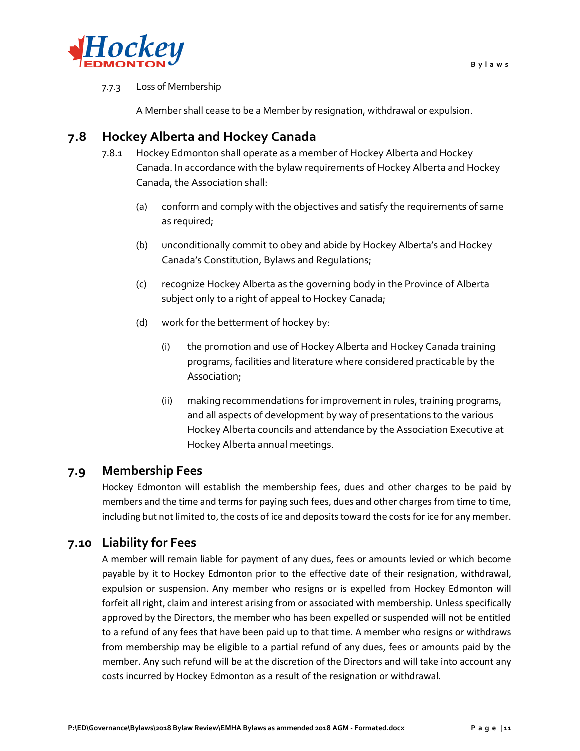7.7.3 Loss of Membership

A Member shall cease to be a Member by resignation, withdrawal or expulsion.

## 7.8 Hockey Alberta and Hockey Canada

7.8.1 Hockey Edmonton shall operate as a member of Hockey Alberta and Hockey Canada. In accordance with the bylaw requirements of Hockey Alberta and Hockey Canada, the Association shall:

(a) conform and comply with the objectives and satisfy the requirements of same as required;

(b) unconditionally commit to obey and abide by Hockey Alberta's and Hockey Canada's Constitution, Bylaws and Regulations;

(c) recognize Hockey Alberta as the governing body in the Province of Alberta subject only to a right of appeal to Hockey Canada;

(d) work for the betterment of hockey by:

(i) the promotion and use of Hockey Alberta and Hockey Canada training programs, facilities and literature where considered practicable by the Association;

(ii) making recommendations for improvement in rules, training programs, and all aspects of development by way of presentations to the various Hockey Alberta councils and attendance by the Association Executive at Hockey Alberta annual meetings.

## 7.9 Membership Fees

Hockey Edmonton will establish the membership fees, dues and other charges to be paid by members and the time and terms for paying such fees, dues and other charges from time to time, including but not limited to, the costs of ice and deposits toward the costs for ice for any member.

## 7.10 Liability for Fees

A member will remain liable for payment of any dues, fees or amounts levied or which become payable by it to Hockey Edmonton prior to the effective date of their resignation, withdrawal, expulsion or suspension. Any member who resigns or is expelled from Hockey Edmonton will forfeit all right, claim and interest arising from or associated with membership. Unless specifically approved by the Directors, the member who has been expelled or suspended will not be entitled to a refund of any fees that have been paid up to that time. A member who resigns or withdraws from membership may be eligible to a partial refund of any dues, fees or amounts paid by the member. Any such refund will be at the discretion of the Directors and will take into account any costs incurred by Hockey Edmonton as a result of the resignation or withdrawal.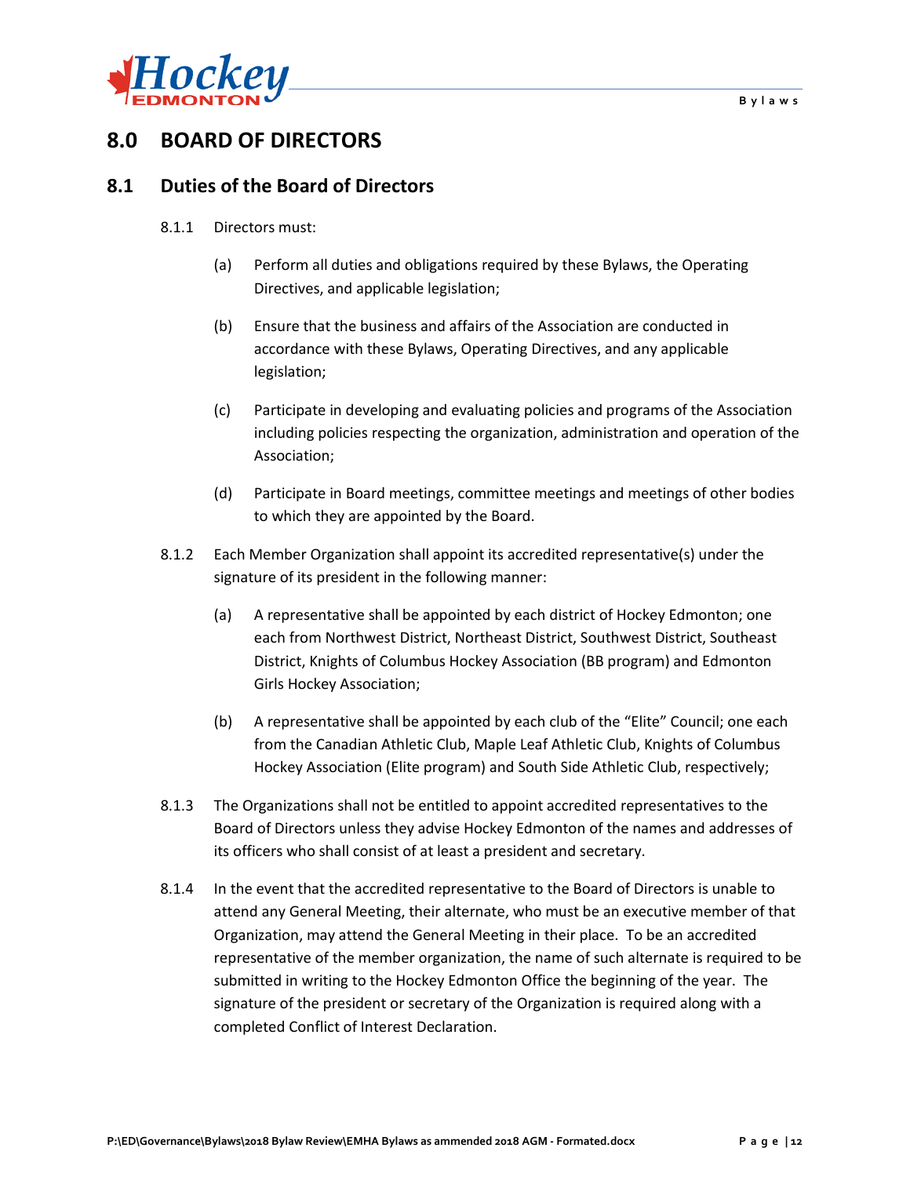# 8.0 BOARD OF DIRECTORS

## 8.1 Duties of the Board of Directors

8.1.1 Directors must:

(a) Perform all duties and obligations required by these Bylaws, the Operating Directives, and applicable legislation;

(b) Ensure that the business and affairs of the Association are conducted in accordance with these Bylaws, Operating Directives, and any applicable legislation;

(c) Participate in developing and evaluating policies and programs of the Association including policies respecting the organization, administration and operation of the Association;

(d) Participate in Board meetings, committee meetings and meetings of other bodies to which they are appointed by the Board.

8.1.2 Each Member Organization shall appoint its accredited representative(s) under the signature of its president in the following manner:

(a) A representative shall be appointed by each district of Hockey Edmonton; one each from Northwest District, Northeast District, Southwest District, Southeast District, Knights of Columbus Hockey Association (BB program) and Edmonton Girls Hockey Association;

(b) A representative shall be appointed by each club of the "Elite" Council; one each from the Canadian Athletic Club, Maple Leaf Athletic Club, Knights of Columbus Hockey Association (Elite program) and South Side Athletic Club, respectively;

8.1.3 The Organizations shall not be entitled to appoint accredited representatives to the Board of Directors unless they advise Hockey Edmonton of the names and addresses of its officers who shall consist of at least a president and secretary.

8.1.4 In the event that the accredited representative to the Board of Directors is unable to attend any General Meeting, their alternate, who must be an executive member of that Organization, may attend the General Meeting in their place. To be an accredited representative of the member organization, the name of such alternate is required to be submitted in writing to the Hockey Edmonton Office the beginning of the year. The signature of the president or secretary of the Organization is required along with a completed Conflict of Interest Declaration.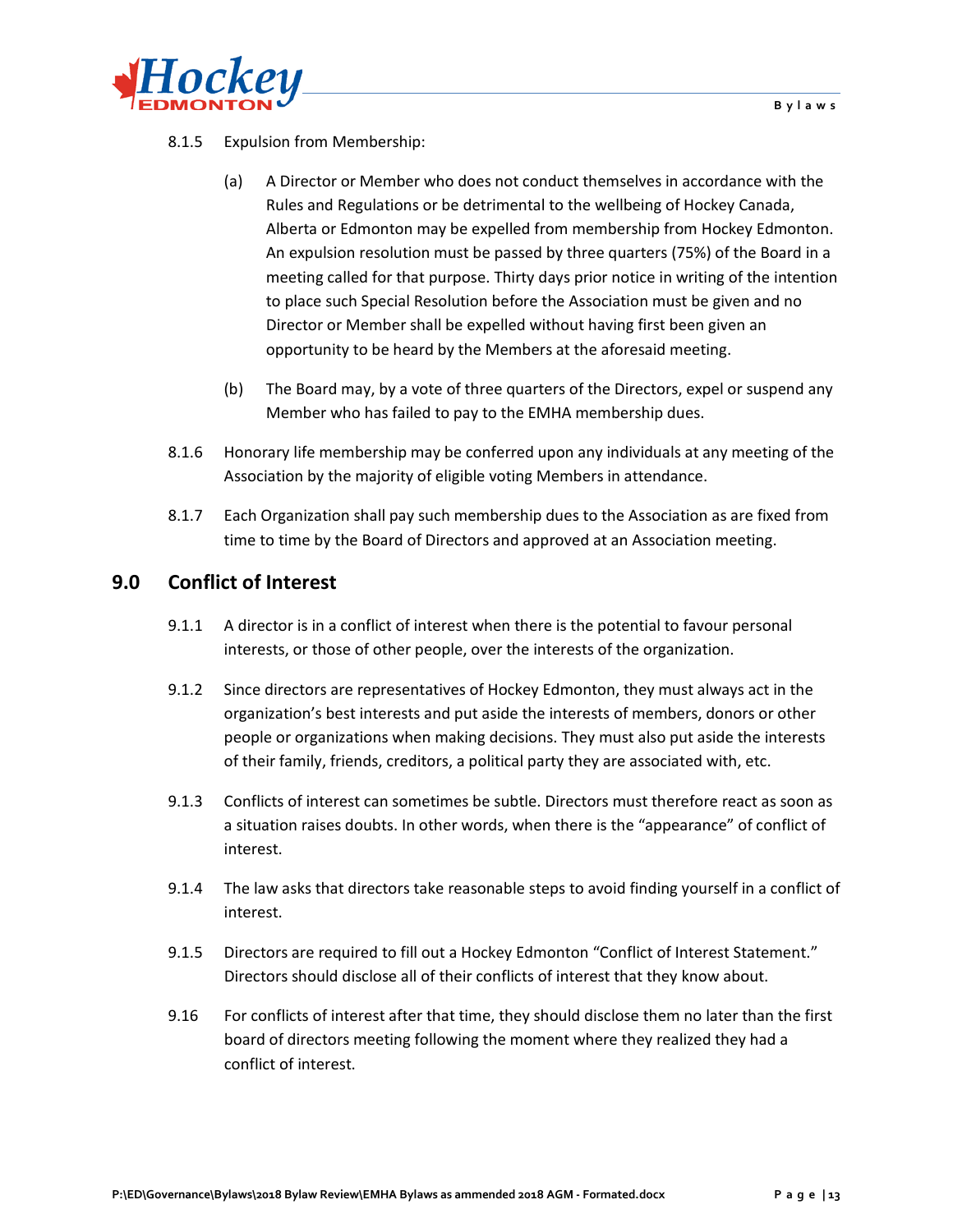8.1.5 Expulsion from Membership:

(a) A Director or Member who does not conduct themselves in accordance with the Rules and Regulations or be detrimental to the wellbeing of Hockey Canada, Alberta or Edmonton may be expelled from membership from Hockey Edmonton. An expulsion resolution must be passed by three quarters (75%) of the Board in a meeting called for that purpose. Thirty days prior notice in writing of the intention to place such Special Resolution before the Association must be given and no Director or Member shall be expelled without having first been given an opportunity to be heard by the Members at the aforesaid meeting.

(b) The Board may, by a vote of three quarters of the Directors, expel or suspend any Member who has failed to pay to the EMHA membership dues.

8.1.6 Honorary life membership may be conferred upon any individuals at any meeting of the Association by the majority of eligible voting Members in attendance.

8.1.7 Each Organization shall pay such membership dues to the Association as are fixed from time to time by the Board of Directors and approved at an Association meeting.

## 9.0 Conflict of Interest

9.1.1 A director is in a conflict of interest when there is the potential to favour personal interests, or those of other people, over the interests of the organization.

9.1.2 Since directors are representatives of Hockey Edmonton, they must always act in the organization's best interests and put aside the interests of members, donors or other people or organizations when making decisions. They must also put aside the interests of their family, friends, creditors, a political party they are associated with, etc.

9.1.3 Conflicts of interest can sometimes be subtle. Directors must therefore react as soon as a situation raises doubts. In other words, when there is the "appearance" of conflict of interest.

9.1.4 The law asks that directors take reasonable steps to avoid finding yourself in a conflict of interest.

9.1.5 Directors are required to fill out a Hockey Edmonton "Conflict of Interest Statement." Directors should disclose all of their conflicts of interest that they know about.

9.16 For conflicts of interest after that time, they should disclose them no later than the first board of directors meeting following the moment where they realized they had a conflict of interest.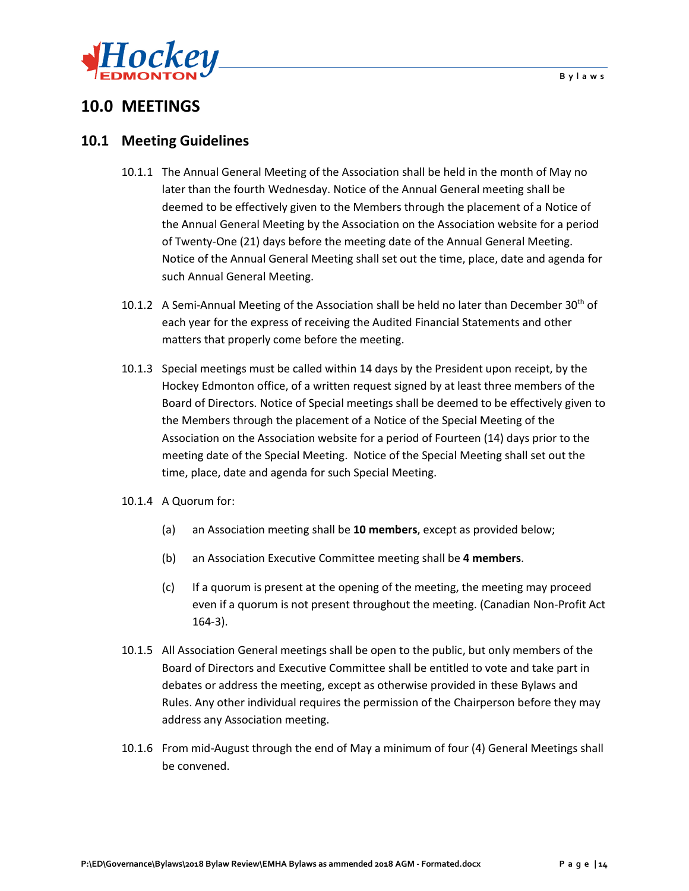# 10.0 MEETINGS

## 10.1 Meeting Guidelines

10.1.1 The Annual General Meeting of the Association shall be held in the month of May no later than the fourth Wednesday. Notice of the Annual General meeting shall be deemed to be effectively given to the Members through the placement of a Notice of the Annual General Meeting by the Association on the Association website for a period of Twenty-One (21) days before the meeting date of the Annual General Meeting. Notice of the Annual General Meeting shall set out the time, place, date and agenda for such Annual General Meeting.

10.1.2 A Semi-Annual Meeting of the Association shall be held no later than December 30th of each year for the express of receiving the Audited Financial Statements and other matters that properly come before the meeting.

10.1.3 Special meetings must be called within 14 days by the President upon receipt, by the Hockey Edmonton office, of a written request signed by at least three members of the Board of Directors. Notice of Special meetings shall be deemed to be effectively given to the Members through the placement of a Notice of the Special Meeting of the Association on the Association website for a period of Fourteen (14) days prior to the meeting date of the Special Meeting. Notice of the Special Meeting shall set out the time, place, date and agenda for such Special Meeting.

10.1.4 A Quorum for:

(a) an Association meeting shall be **10 members**, except as provided below;

(b) an Association Executive Committee meeting shall be **4 members**.

(c) If a quorum is present at the opening of the meeting, the meeting may proceed even if a quorum is not present throughout the meeting. (Canadian Non-Profit Act 164-3).

10.1.5 All Association General meetings shall be open to the public, but only members of the Board of Directors and Executive Committee shall be entitled to vote and take part in debates or address the meeting, except as otherwise provided in these Bylaws and Rules. Any other individual requires the permission of the Chairperson before they may address any Association meeting.

10.1.6 From mid-August through the end of May a minimum of four (4) General Meetings shall be convened.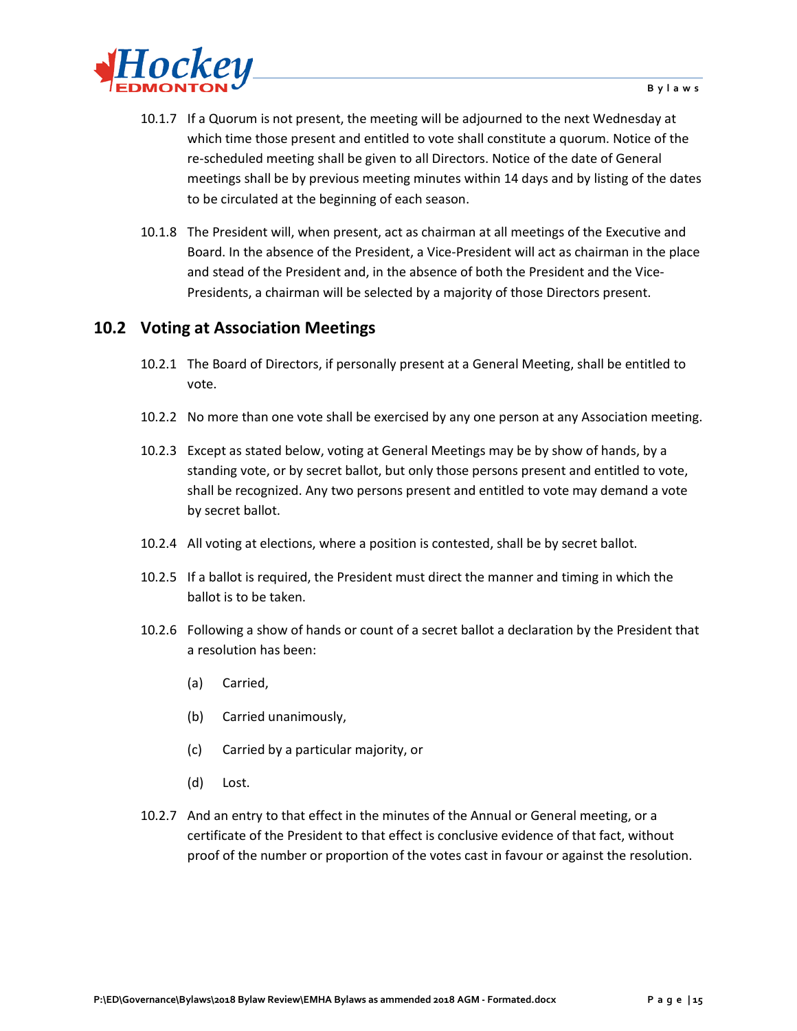10.1.7 If a Quorum is not present, the meeting will be adjourned to the next Wednesday at which time those present and entitled to vote shall constitute a quorum. Notice of the re-scheduled meeting shall be given to all Directors. Notice of the date of General meetings shall be by previous meeting minutes within 14 days and by listing of the dates to be circulated at the beginning of each season.

10.1.8 The President will, when present, act as chairman at all meetings of the Executive and Board. In the absence of the President, a Vice-President will act as chairman in the place and stead of the President and, in the absence of both the President and the Vice-Presidents, a chairman will be selected by a majority of those Directors present.

## 10.2 Voting at Association Meetings

10.2.1 The Board of Directors, if personally present at a General Meeting, shall be entitled to vote.

10.2.2 No more than one vote shall be exercised by any one person at any Association meeting.

10.2.3 Except as stated below, voting at General Meetings may be by show of hands, by a standing vote, or by secret ballot, but only those persons present and entitled to vote, shall be recognized. Any two persons present and entitled to vote may demand a vote by secret ballot.

10.2.4 All voting at elections, where a position is contested, shall be by secret ballot.

10.2.5 If a ballot is required, the President must direct the manner and timing in which the ballot is to be taken.

10.2.6 Following a show of hands or count of a secret ballot a declaration by the President that a resolution has been:

- (a) Carried,
- (b) Carried unanimously,
- (c) Carried by a particular majority, or
- (d) Lost.

10.2.7 And an entry to that effect in the minutes of the Annual or General meeting, or a certificate of the President to that effect is conclusive evidence of that fact, without proof of the number or proportion of the votes cast in favour or against the resolution.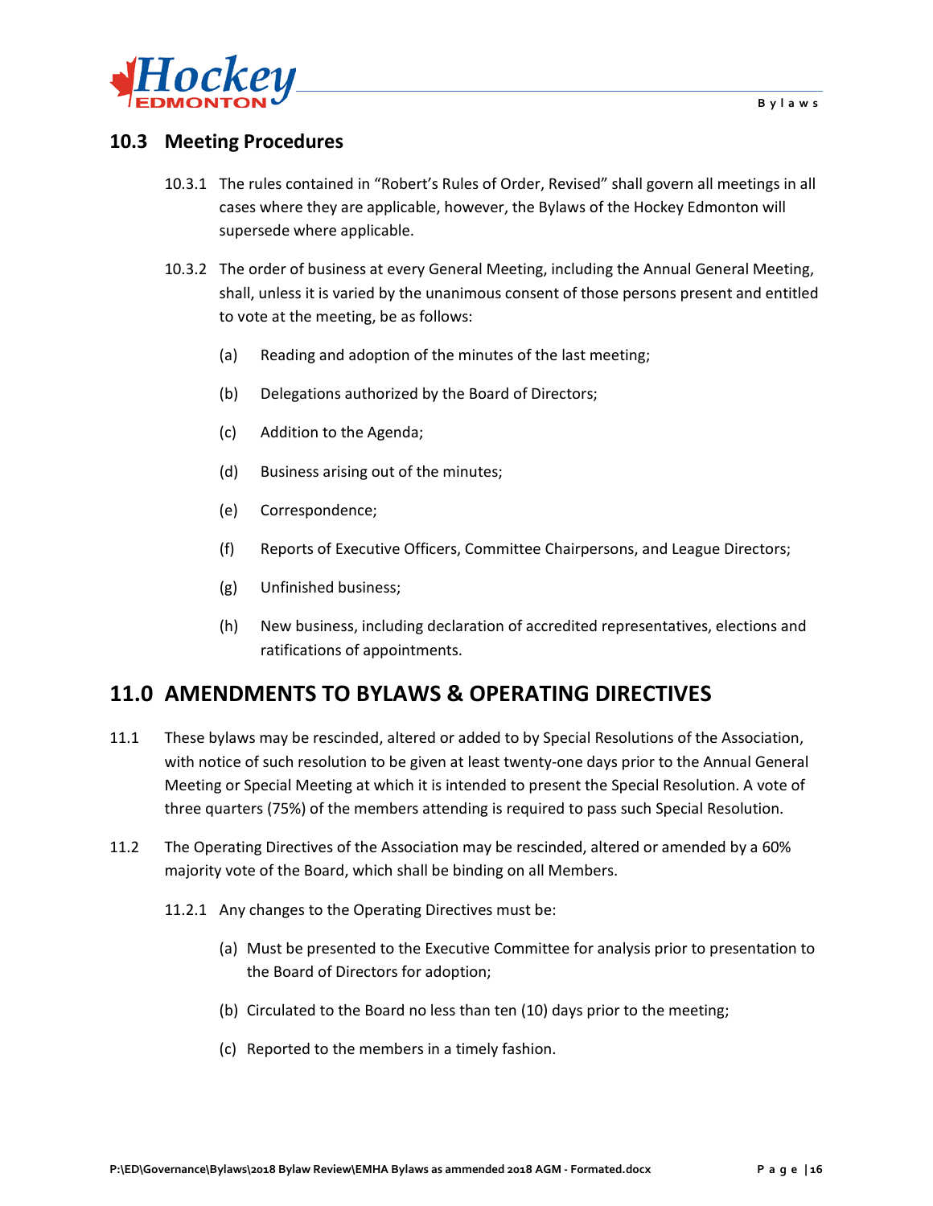## 10.3 Meeting Procedures

10.3.1 The rules contained in "Robert's Rules of Order, Revised" shall govern all meetings in all cases where they are applicable, however, the Bylaws of the Hockey Edmonton will supersede where applicable.

10.3.2 The order of business at every General Meeting, including the Annual General Meeting, shall, unless it is varied by the unanimous consent of those persons present and entitled to vote at the meeting, be as follows:

(a) Reading and adoption of the minutes of the last meeting;

(b) Delegations authorized by the Board of Directors;

(c) Addition to the Agenda;

(d) Business arising out of the minutes;

(e) Correspondence;

(f) Reports of Executive Officers, Committee Chairpersons, and League Directors;

(g) Unfinished business;

(h) New business, including declaration of accredited representatives, elections and ratifications of appointments.

# 11.0 AMENDMENTS TO BYLAWS & OPERATING DIRECTIVES

11.1 These bylaws may be rescinded, altered or added to by Special Resolutions of the Association, with notice of such resolution to be given at least twenty-one days prior to the Annual General Meeting or Special Meeting at which it is intended to present the Special Resolution. A vote of three quarters (75%) of the members attending is required to pass such Special Resolution.

11.2 The Operating Directives of the Association may be rescinded, altered or amended by a 60% majority vote of the Board, which shall be binding on all Members.

11.2.1 Any changes to the Operating Directives must be:

(a) Must be presented to the Executive Committee for analysis prior to presentation to the Board of Directors for adoption;

(b) Circulated to the Board no less than ten (10) days prior to the meeting;

(c) Reported to the members in a timely fashion.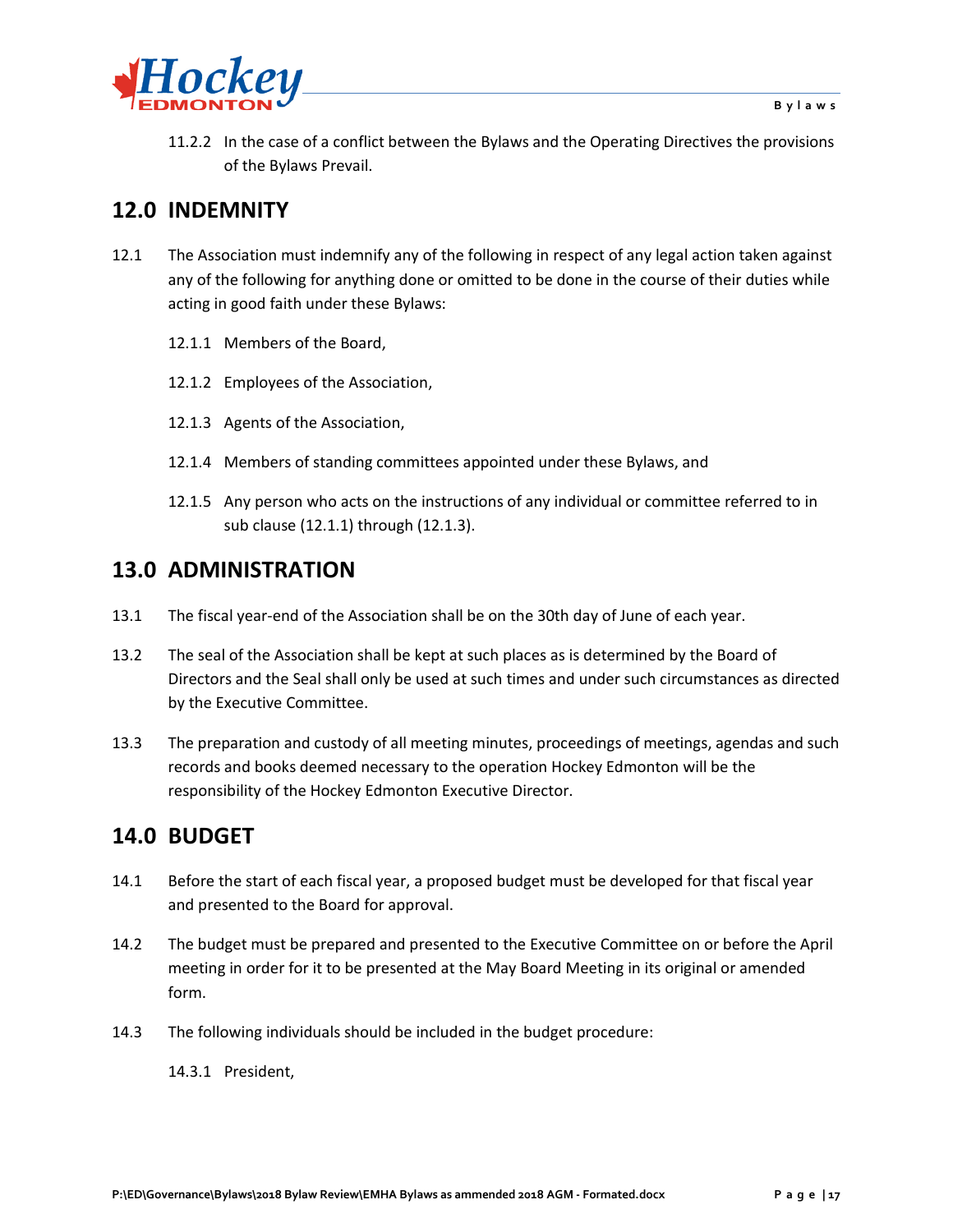11.2.2 In the case of a conflict between the Bylaws and the Operating Directives the provisions of the Bylaws Prevail.

## 12.0 INDEMNITY

12.1 The Association must indemnify any of the following in respect of any legal action taken against any of the following for anything done or omitted to be done in the course of their duties while acting in good faith under these Bylaws:

12.1.1 Members of the Board,

12.1.2 Employees of the Association,

12.1.3 Agents of the Association,

12.1.4 Members of standing committees appointed under these Bylaws, and

12.1.5 Any person who acts on the instructions of any individual or committee referred to in sub clause (12.1.1) through (12.1.3).

## 13.0 ADMINISTRATION

13.1 The fiscal year-end of the Association shall be on the 30th day of June of each year.

13.2 The seal of the Association shall be kept at such places as is determined by the Board of Directors and the Seal shall only be used at such times and under such circumstances as directed by the Executive Committee.

13.3 The preparation and custody of all meeting minutes, proceedings of meetings, agendas and such records and books deemed necessary to the operation Hockey Edmonton will be the responsibility of the Hockey Edmonton Executive Director.

## 14.0 BUDGET

14.1 Before the start of each fiscal year, a proposed budget must be developed for that fiscal year and presented to the Board for approval.

14.2 The budget must be prepared and presented to the Executive Committee on or before the April meeting in order for it to be presented at the May Board Meeting in its original or amended form.

14.3 The following individuals should be included in the budget procedure:

14.3.1 President,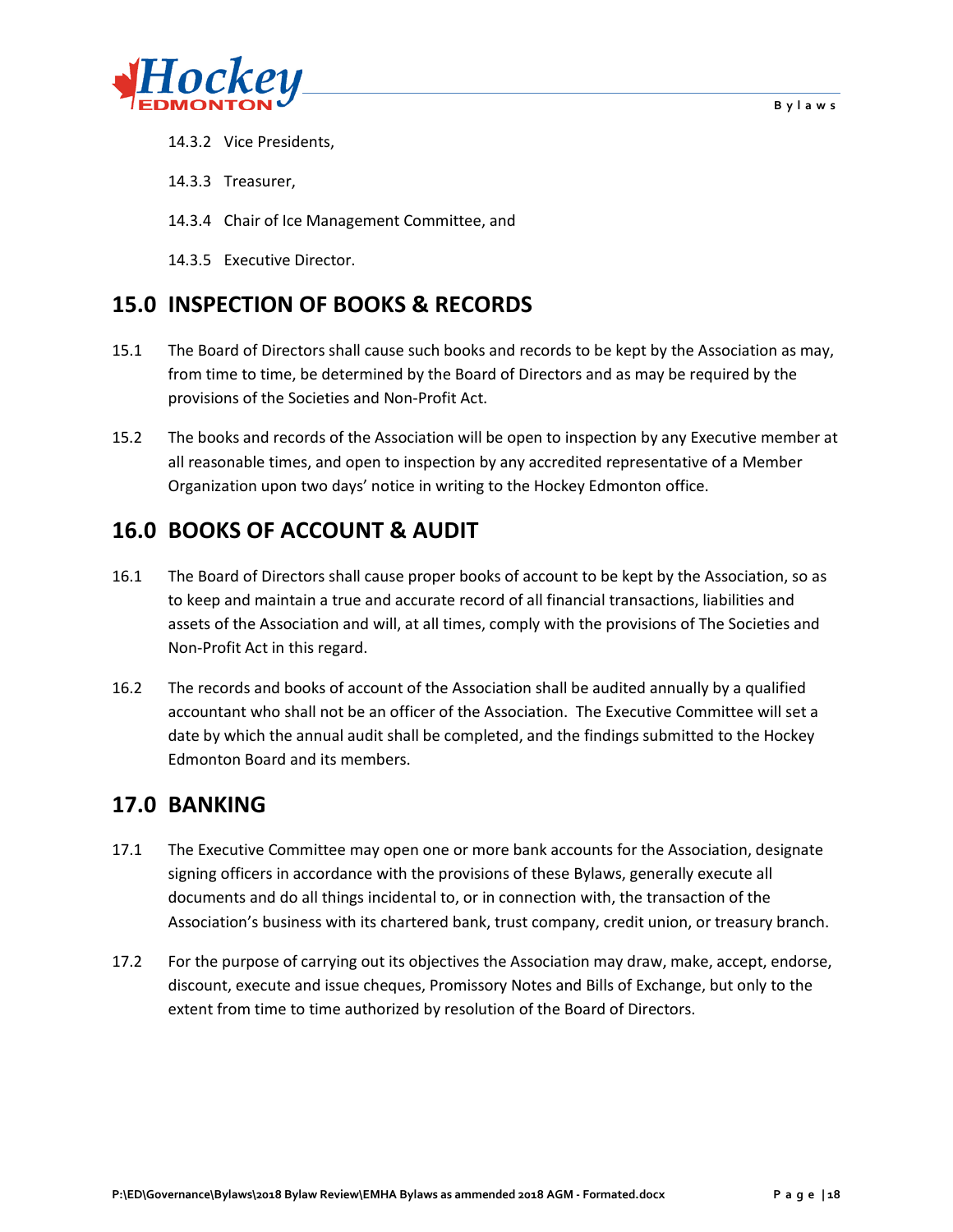14.3.2 Vice Presidents,

14.3.3 Treasurer,

14.3.4 Chair of Ice Management Committee, and

14.3.5 Executive Director.

## 15.0 INSPECTION OF BOOKS & RECORDS

15.1 The Board of Directors shall cause such books and records to be kept by the Association as may, from time to time, be determined by the Board of Directors and as may be required by the provisions of the Societies and Non-Profit Act.

15.2 The books and records of the Association will be open to inspection by any Executive member at all reasonable times, and open to inspection by any accredited representative of a Member Organization upon two days' notice in writing to the Hockey Edmonton office.

## 16.0 BOOKS OF ACCOUNT & AUDIT

16.1 The Board of Directors shall cause proper books of account to be kept by the Association, so as to keep and maintain a true and accurate record of all financial transactions, liabilities and assets of the Association and will, at all times, comply with the provisions of The Societies and Non-Profit Act in this regard.

16.2 The records and books of account of the Association shall be audited annually by a qualified accountant who shall not be an officer of the Association. The Executive Committee will set a date by which the annual audit shall be completed, and the findings submitted to the Hockey Edmonton Board and its members.

## 17.0 BANKING

17.1 The Executive Committee may open one or more bank accounts for the Association, designate signing officers in accordance with the provisions of these Bylaws, generally execute all documents and do all things incidental to, or in connection with, the transaction of the Association's business with its chartered bank, trust company, credit union, or treasury branch.

17.2 For the purpose of carrying out its objectives the Association may draw, make, accept, endorse, discount, execute and issue cheques, Promissory Notes and Bills of Exchange, but only to the extent from time to time authorized by resolution of the Board of Directors.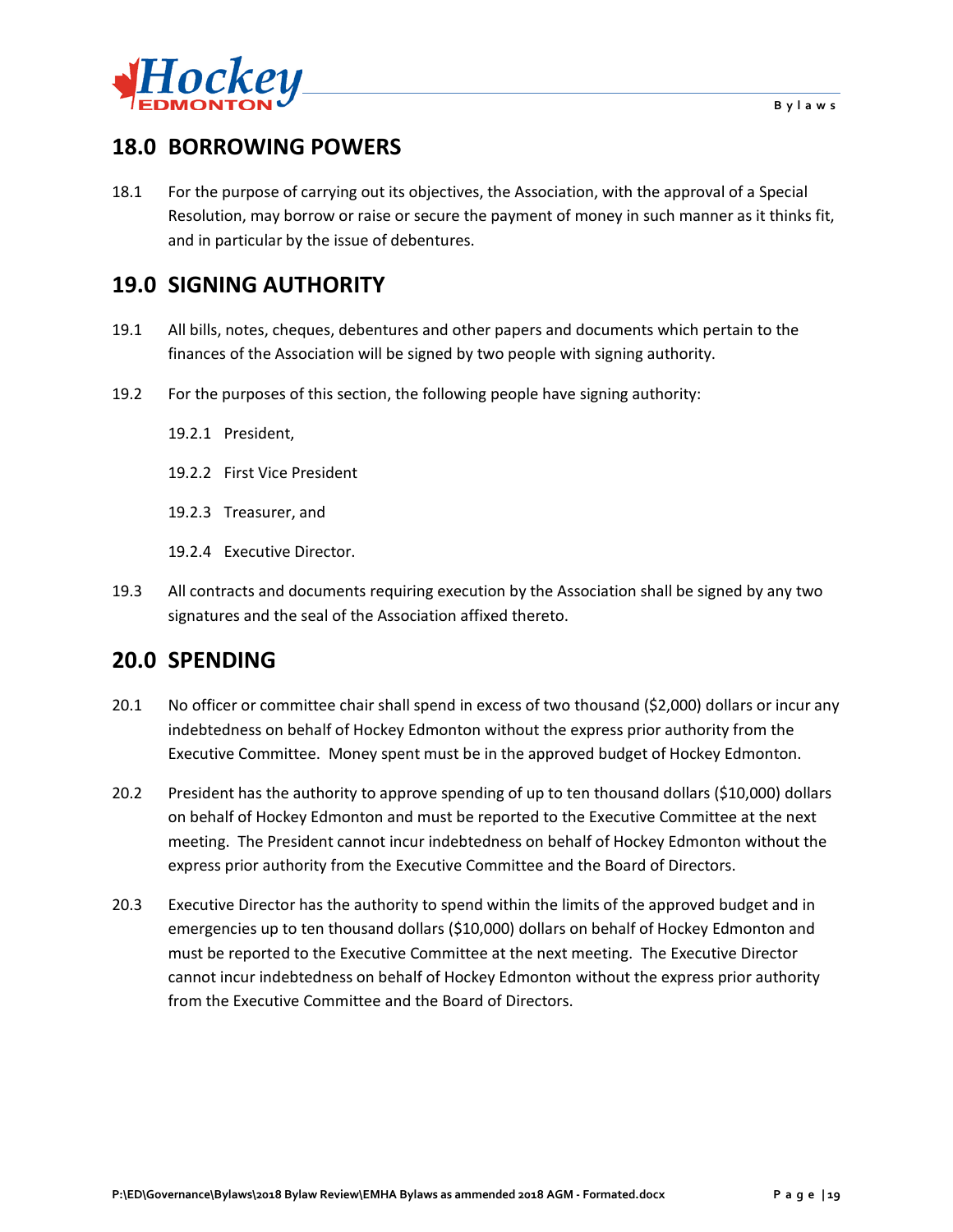## 18.0 BORROWING POWERS

18.1 For the purpose of carrying out its objectives, the Association, with the approval of a Special Resolution, may borrow or raise or secure the payment of money in such manner as it thinks fit, and in particular by the issue of debentures.

## 19.0 SIGNING AUTHORITY

19.1 All bills, notes, cheques, debentures and other papers and documents which pertain to the finances of the Association will be signed by two people with signing authority.

19.2 For the purposes of this section, the following people have signing authority:

19.2.1 President,

19.2.2 First Vice President

19.2.3 Treasurer, and

19.2.4 Executive Director.

19.3 All contracts and documents requiring execution by the Association shall be signed by any two signatures and the seal of the Association affixed thereto.

## 20.0 SPENDING

20.1 No officer or committee chair shall spend in excess of two thousand ($2,000) dollars or incur any indebtedness on behalf of Hockey Edmonton without the express prior authority from the Executive Committee. Money spent must be in the approved budget of Hockey Edmonton.

20.2 President has the authority to approve spending of up to ten thousand dollars ($10,000) dollars on behalf of Hockey Edmonton and must be reported to the Executive Committee at the next meeting. The President cannot incur indebtedness on behalf of Hockey Edmonton without the express prior authority from the Executive Committee and the Board of Directors.

20.3 Executive Director has the authority to spend within the limits of the approved budget and in emergencies up to ten thousand dollars ($10,000) dollars on behalf of Hockey Edmonton and must be reported to the Executive Committee at the next meeting. The Executive Director cannot incur indebtedness on behalf of Hockey Edmonton without the express prior authority from the Executive Committee and the Board of Directors.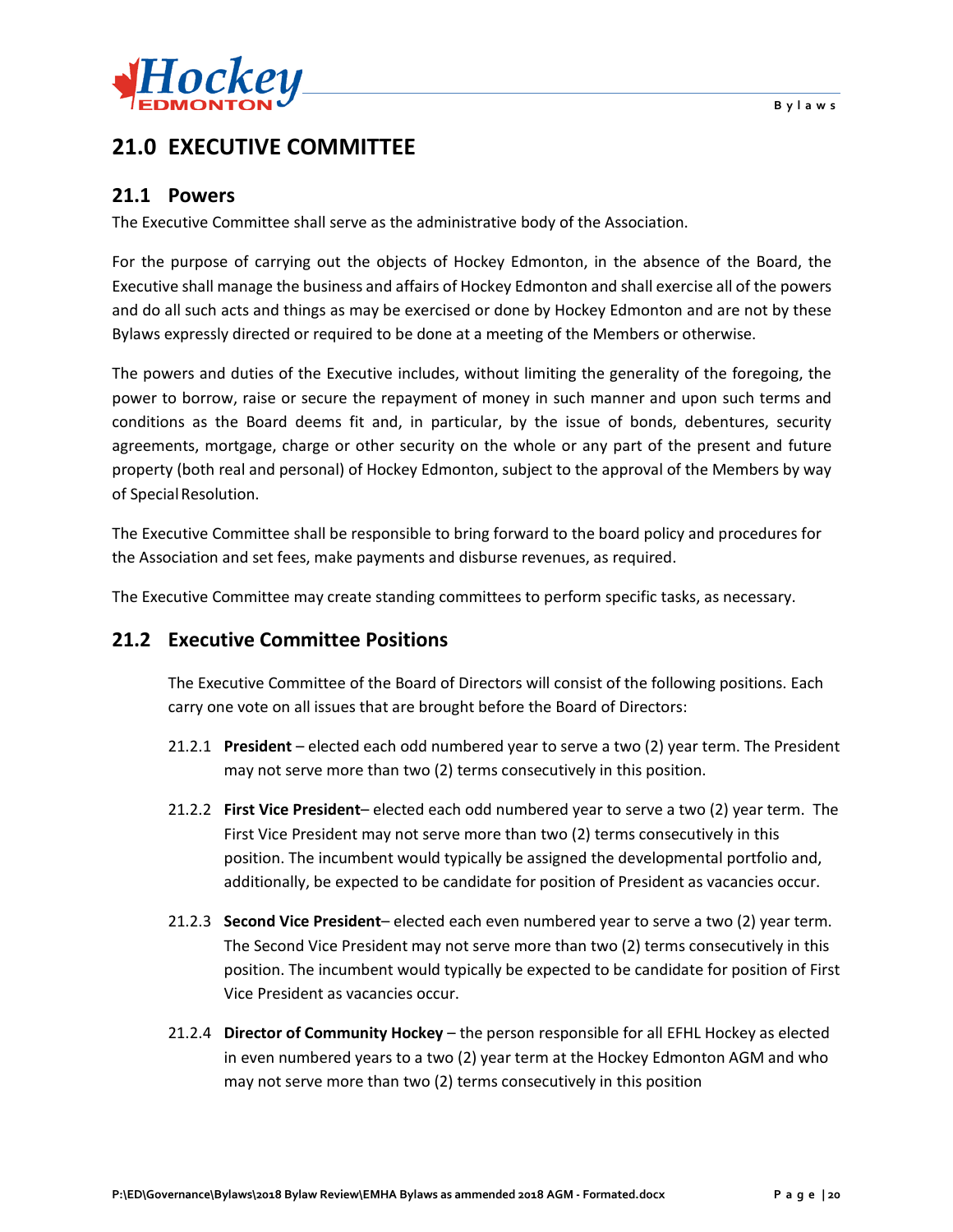## 21.0 EXECUTIVE COMMITTEE

### 21.1 Powers

The Executive Committee shall serve as the administrative body of the Association.

For the purpose of carrying out the objects of Hockey Edmonton, in the absence of the Board, the Executive shall manage the business and affairs of Hockey Edmonton and shall exercise all of the powers and do all such acts and things as may be exercised or done by Hockey Edmonton and are not by these Bylaws expressly directed or required to be done at a meeting of the Members or otherwise.

The powers and duties of the Executive includes, without limiting the generality of the foregoing, the power to borrow, raise or secure the repayment of money in such manner and upon such terms and conditions as the Board deems fit and, in particular, by the issue of bonds, debentures, security agreements, mortgage, charge or other security on the whole or any part of the present and future property (both real and personal) of Hockey Edmonton, subject to the approval of the Members by way of Special Resolution.

The Executive Committee shall be responsible to bring forward to the board policy and procedures for the Association and set fees, make payments and disburse revenues, as required.

The Executive Committee may create standing committees to perform specific tasks, as necessary.

### 21.2 Executive Committee Positions

The Executive Committee of the Board of Directors will consist of the following positions. Each carry one vote on all issues that are brought before the Board of Directors:

21.2.1 **President** – elected each odd numbered year to serve a two (2) year term. The President may not serve more than two (2) terms consecutively in this position.

21.2.2 **First Vice President**– elected each odd numbered year to serve a two (2) year term. The First Vice President may not serve more than two (2) terms consecutively in this position. The incumbent would typically be assigned the developmental portfolio and, additionally, be expected to be candidate for position of President as vacancies occur.

21.2.3 **Second Vice President**– elected each even numbered year to serve a two (2) year term. The Second Vice President may not serve more than two (2) terms consecutively in this position. The incumbent would typically be expected to be candidate for position of First Vice President as vacancies occur.

21.2.4 **Director of Community Hockey** – the person responsible for all EFHL Hockey as elected in even numbered years to a two (2) year term at the Hockey Edmonton AGM and who may not serve more than two (2) terms consecutively in this position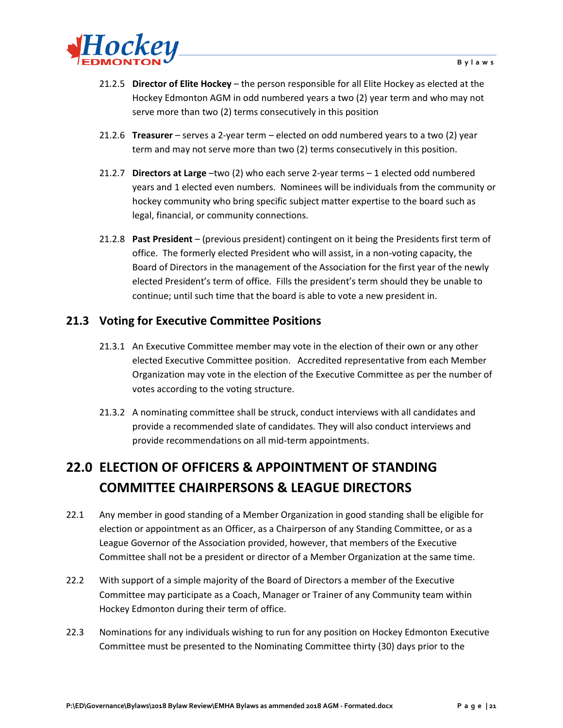- 21.2.5 **Director of Elite Hockey** – the person responsible for all Elite Hockey as elected at the Hockey Edmonton AGM in odd numbered years a two (2) year term and who may not serve more than two (2) terms consecutively in this position

- 21.2.6 **Treasurer** – serves a 2-year term – elected on odd numbered years to a two (2) year term and may not serve more than two (2) terms consecutively in this position.

- 21.2.7 **Directors at Large** –two (2) who each serve 2-year terms – 1 elected odd numbered years and 1 elected even numbers. Nominees will be individuals from the community or hockey community who bring specific subject matter expertise to the board such as legal, financial, or community connections.

- 21.2.8 **Past President** – (previous president) contingent on it being the Presidents first term of office. The formerly elected President who will assist, in a non-voting capacity, the Board of Directors in the management of the Association for the first year of the newly elected President's term of office. Fills the president's term should they be unable to continue; until such time that the board is able to vote a new president in.

## 21.3 Voting for Executive Committee Positions

- 21.3.1 An Executive Committee member may vote in the election of their own or any other elected Executive Committee position. Accredited representative from each Member Organization may vote in the election of the Executive Committee as per the number of votes according to the voting structure.

- 21.3.2 A nominating committee shall be struck, conduct interviews with all candidates and provide a recommended slate of candidates. They will also conduct interviews and provide recommendations on all mid-term appointments.

# 22.0 ELECTION OF OFFICERS & APPOINTMENT OF STANDING COMMITTEE CHAIRPERSONS & LEAGUE DIRECTORS

22.1 Any member in good standing of a Member Organization in good standing shall be eligible for election or appointment as an Officer, as a Chairperson of any Standing Committee, or as a League Governor of the Association provided, however, that members of the Executive Committee shall not be a president or director of a Member Organization at the same time.

22.2 With support of a simple majority of the Board of Directors a member of the Executive Committee may participate as a Coach, Manager or Trainer of any Community team within Hockey Edmonton during their term of office.

22.3 Nominations for any individuals wishing to run for any position on Hockey Edmonton Executive Committee must be presented to the Nominating Committee thirty (30) days prior to the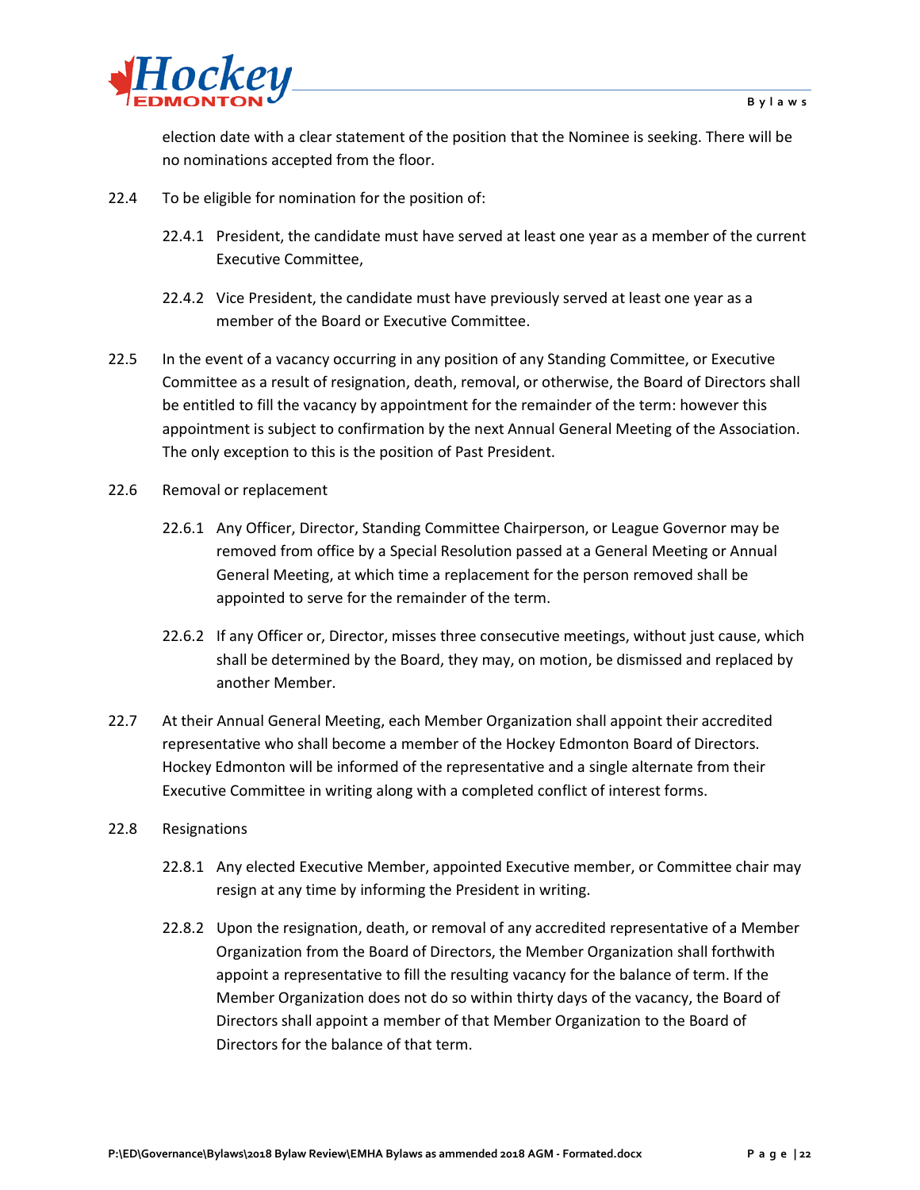election date with a clear statement of the position that the Nominee is seeking. There will be no nominations accepted from the floor.

22.4 To be eligible for nomination for the position of:

22.4.1 President, the candidate must have served at least one year as a member of the current Executive Committee,

22.4.2 Vice President, the candidate must have previously served at least one year as a member of the Board or Executive Committee.

22.5 In the event of a vacancy occurring in any position of any Standing Committee, or Executive Committee as a result of resignation, death, removal, or otherwise, the Board of Directors shall be entitled to fill the vacancy by appointment for the remainder of the term: however this appointment is subject to confirmation by the next Annual General Meeting of the Association. The only exception to this is the position of Past President.

22.6 Removal or replacement

22.6.1 Any Officer, Director, Standing Committee Chairperson, or League Governor may be removed from office by a Special Resolution passed at a General Meeting or Annual General Meeting, at which time a replacement for the person removed shall be appointed to serve for the remainder of the term.

22.6.2 If any Officer or, Director, misses three consecutive meetings, without just cause, which shall be determined by the Board, they may, on motion, be dismissed and replaced by another Member.

22.7 At their Annual General Meeting, each Member Organization shall appoint their accredited representative who shall become a member of the Hockey Edmonton Board of Directors. Hockey Edmonton will be informed of the representative and a single alternate from their Executive Committee in writing along with a completed conflict of interest forms.

22.8 Resignations

22.8.1 Any elected Executive Member, appointed Executive member, or Committee chair may resign at any time by informing the President in writing.

22.8.2 Upon the resignation, death, or removal of any accredited representative of a Member Organization from the Board of Directors, the Member Organization shall forthwith appoint a representative to fill the resulting vacancy for the balance of term. If the Member Organization does not do so within thirty days of the vacancy, the Board of Directors shall appoint a member of that Member Organization to the Board of Directors for the balance of that term.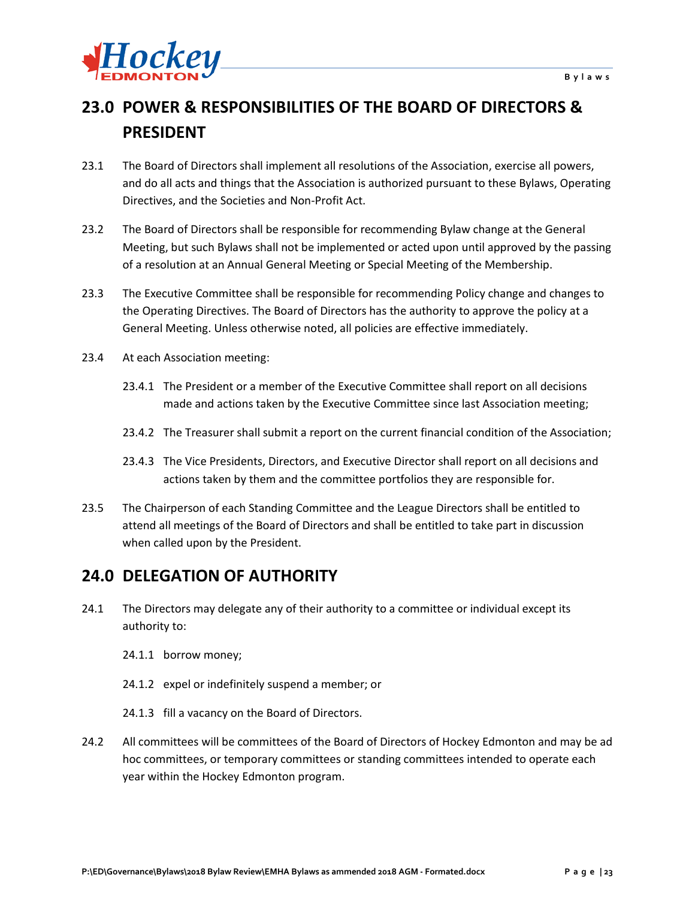## 23.0 POWER & RESPONSIBILITIES OF THE BOARD OF DIRECTORS & PRESIDENT

23.1 The Board of Directors shall implement all resolutions of the Association, exercise all powers, and do all acts and things that the Association is authorized pursuant to these Bylaws, Operating Directives, and the Societies and Non-Profit Act.

23.2 The Board of Directors shall be responsible for recommending Bylaw change at the General Meeting, but such Bylaws shall not be implemented or acted upon until approved by the passing of a resolution at an Annual General Meeting or Special Meeting of the Membership.

23.3 The Executive Committee shall be responsible for recommending Policy change and changes to the Operating Directives. The Board of Directors has the authority to approve the policy at a General Meeting. Unless otherwise noted, all policies are effective immediately.

23.4 At each Association meeting:

23.4.1 The President or a member of the Executive Committee shall report on all decisions made and actions taken by the Executive Committee since last Association meeting;

23.4.2 The Treasurer shall submit a report on the current financial condition of the Association;

23.4.3 The Vice Presidents, Directors, and Executive Director shall report on all decisions and actions taken by them and the committee portfolios they are responsible for.

23.5 The Chairperson of each Standing Committee and the League Directors shall be entitled to attend all meetings of the Board of Directors and shall be entitled to take part in discussion when called upon by the President.

## 24.0 DELEGATION OF AUTHORITY

24.1 The Directors may delegate any of their authority to a committee or individual except its authority to:

24.1.1 borrow money;

24.1.2 expel or indefinitely suspend a member; or

24.1.3 fill a vacancy on the Board of Directors.

24.2 All committees will be committees of the Board of Directors of Hockey Edmonton and may be ad hoc committees, or temporary committees or standing committees intended to operate each year within the Hockey Edmonton program.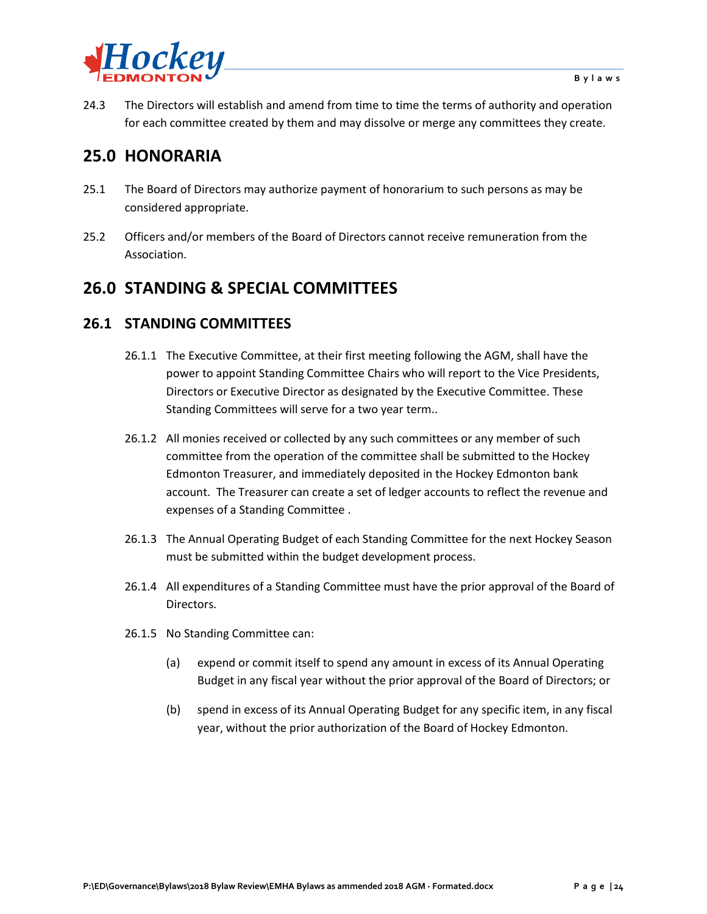24.3 The Directors will establish and amend from time to time the terms of authority and operation for each committee created by them and may dissolve or merge any committees they create.

## 25.0 HONORARIA

25.1 The Board of Directors may authorize payment of honorarium to such persons as may be considered appropriate.

25.2 Officers and/or members of the Board of Directors cannot receive remuneration from the Association.

## 26.0 STANDING & SPECIAL COMMITTEES

### 26.1 STANDING COMMITTEES

26.1.1 The Executive Committee, at their first meeting following the AGM, shall have the power to appoint Standing Committee Chairs who will report to the Vice Presidents, Directors or Executive Director as designated by the Executive Committee. These Standing Committees will serve for a two year term..

26.1.2 All monies received or collected by any such committees or any member of such committee from the operation of the committee shall be submitted to the Hockey Edmonton Treasurer, and immediately deposited in the Hockey Edmonton bank account. The Treasurer can create a set of ledger accounts to reflect the revenue and expenses of a Standing Committee .

26.1.3 The Annual Operating Budget of each Standing Committee for the next Hockey Season must be submitted within the budget development process.

26.1.4 All expenditures of a Standing Committee must have the prior approval of the Board of Directors.

26.1.5 No Standing Committee can:

(a) expend or commit itself to spend any amount in excess of its Annual Operating Budget in any fiscal year without the prior approval of the Board of Directors; or

(b) spend in excess of its Annual Operating Budget for any specific item, in any fiscal year, without the prior authorization of the Board of Hockey Edmonton.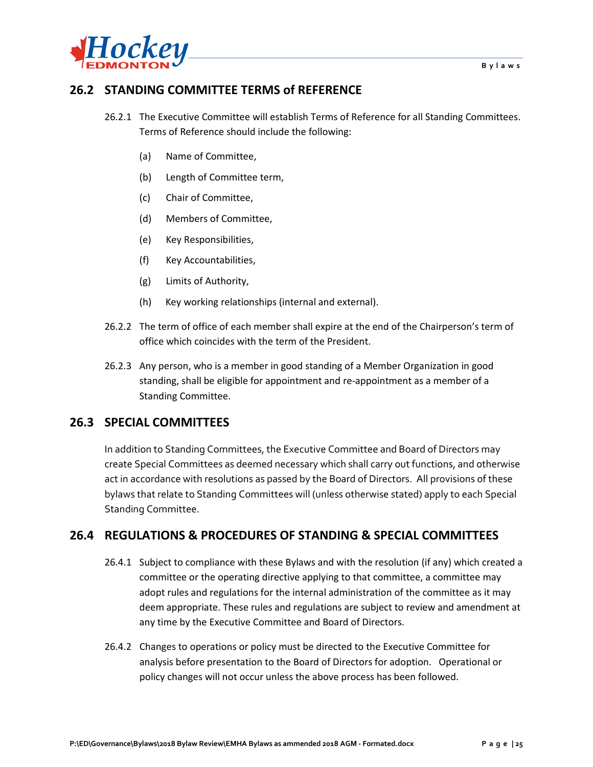## 26.2 STANDING COMMITTEE TERMS of REFERENCE

26.2.1 The Executive Committee will establish Terms of Reference for all Standing Committees. Terms of Reference should include the following:

(a) Name of Committee,

(b) Length of Committee term,

(c) Chair of Committee,

(d) Members of Committee,

(e) Key Responsibilities,

(f) Key Accountabilities,

(g) Limits of Authority,

(h) Key working relationships (internal and external).

26.2.2 The term of office of each member shall expire at the end of the Chairperson's term of office which coincides with the term of the President.

26.2.3 Any person, who is a member in good standing of a Member Organization in good standing, shall be eligible for appointment and re-appointment as a member of a Standing Committee.

## 26.3 SPECIAL COMMITTEES

In addition to Standing Committees, the Executive Committee and Board of Directors may create Special Committees as deemed necessary which shall carry out functions, and otherwise act in accordance with resolutions as passed by the Board of Directors. All provisions of these bylaws that relate to Standing Committees will (unless otherwise stated) apply to each Special Standing Committee.

## 26.4 REGULATIONS & PROCEDURES OF STANDING & SPECIAL COMMITTEES

26.4.1 Subject to compliance with these Bylaws and with the resolution (if any) which created a committee or the operating directive applying to that committee, a committee may adopt rules and regulations for the internal administration of the committee as it may deem appropriate. These rules and regulations are subject to review and amendment at any time by the Executive Committee and Board of Directors.

26.4.2 Changes to operations or policy must be directed to the Executive Committee for analysis before presentation to the Board of Directors for adoption. Operational or policy changes will not occur unless the above process has been followed.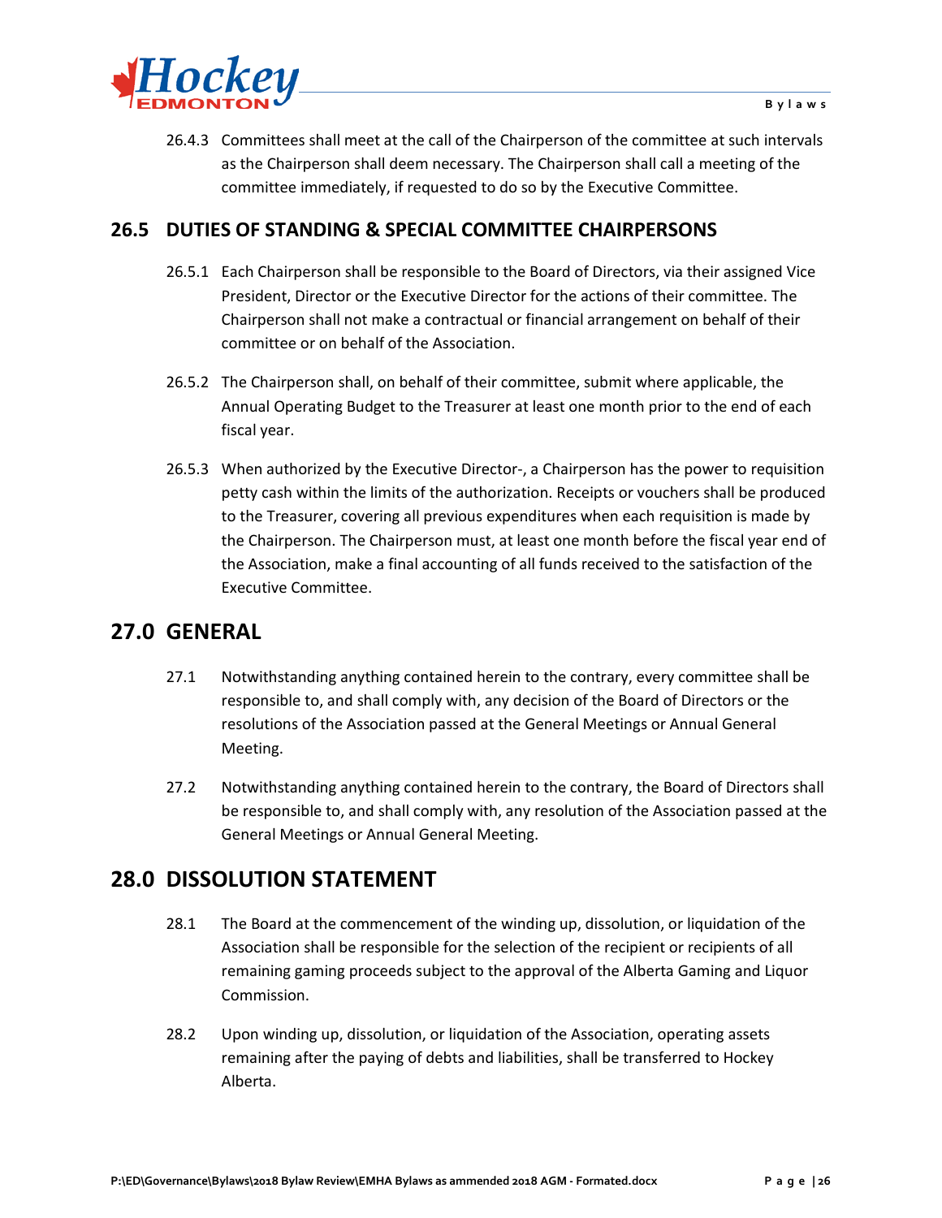26.4.3 Committees shall meet at the call of the Chairperson of the committee at such intervals as the Chairperson shall deem necessary. The Chairperson shall call a meeting of the committee immediately, if requested to do so by the Executive Committee.

### 26.5 DUTIES OF STANDING & SPECIAL COMMITTEE CHAIRPERSONS

26.5.1 Each Chairperson shall be responsible to the Board of Directors, via their assigned Vice President, Director or the Executive Director for the actions of their committee. The Chairperson shall not make a contractual or financial arrangement on behalf of their committee or on behalf of the Association.

26.5.2 The Chairperson shall, on behalf of their committee, submit where applicable, the Annual Operating Budget to the Treasurer at least one month prior to the end of each fiscal year.

26.5.3 When authorized by the Executive Director-, a Chairperson has the power to requisition petty cash within the limits of the authorization. Receipts or vouchers shall be produced to the Treasurer, covering all previous expenditures when each requisition is made by the Chairperson. The Chairperson must, at least one month before the fiscal year end of the Association, make a final accounting of all funds received to the satisfaction of the Executive Committee.

## 27.0 GENERAL

27.1 Notwithstanding anything contained herein to the contrary, every committee shall be responsible to, and shall comply with, any decision of the Board of Directors or the resolutions of the Association passed at the General Meetings or Annual General Meeting.

27.2 Notwithstanding anything contained herein to the contrary, the Board of Directors shall be responsible to, and shall comply with, any resolution of the Association passed at the General Meetings or Annual General Meeting.

## 28.0 DISSOLUTION STATEMENT

28.1 The Board at the commencement of the winding up, dissolution, or liquidation of the Association shall be responsible for the selection of the recipient or recipients of all remaining gaming proceeds subject to the approval of the Alberta Gaming and Liquor Commission.

28.2 Upon winding up, dissolution, or liquidation of the Association, operating assets remaining after the paying of debts and liabilities, shall be transferred to Hockey Alberta.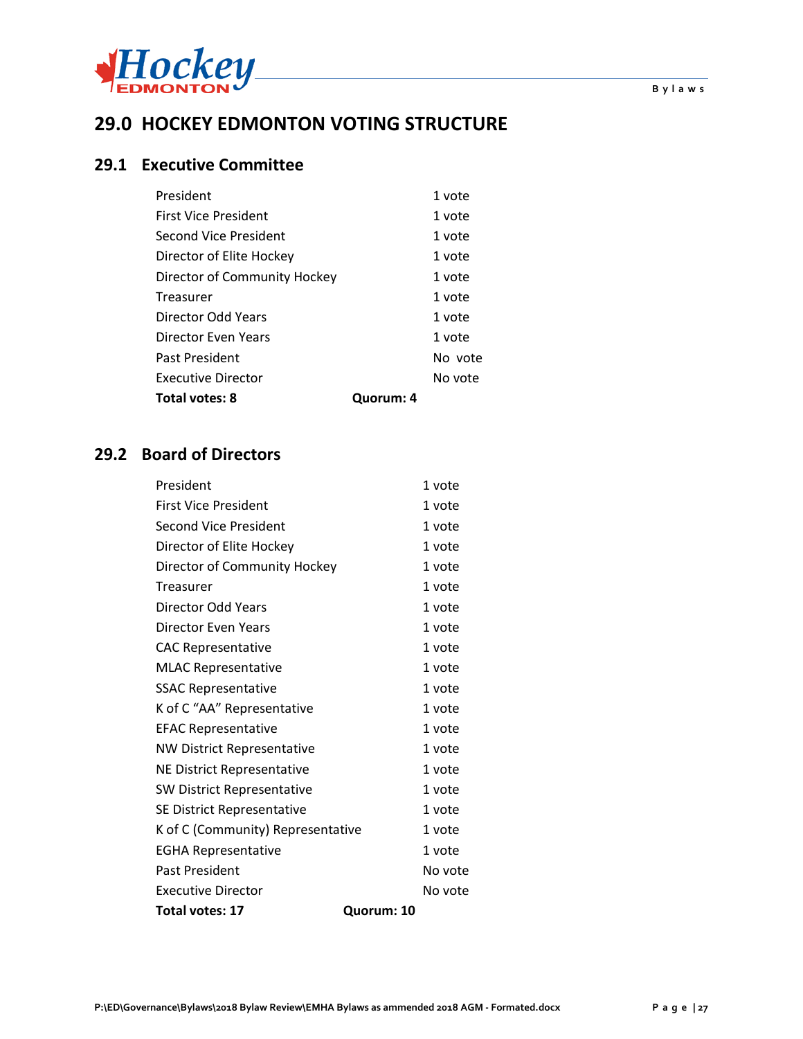# 29.0 HOCKEY EDMONTON VOTING STRUCTURE

## 29.1 Executive Committee

| | |
|---|---|
| President | 1 vote |
| First Vice President | 1 vote |
| Second Vice President | 1 vote |
| Director of Elite Hockey | 1 vote |
| Director of Community Hockey | 1 vote |
| Treasurer | 1 vote |
| Director Odd Years | 1 vote |
| Director Even Years | 1 vote |
| Past President | No vote |
| Executive Director | No vote |
| **Total votes: 8** | **Quorum: 4** |

## 29.2 Board of Directors

| | |
|---|---|
| President | 1 vote |
| First Vice President | 1 vote |
| Second Vice President | 1 vote |
| Director of Elite Hockey | 1 vote |
| Director of Community Hockey | 1 vote |
| Treasurer | 1 vote |
| Director Odd Years | 1 vote |
| Director Even Years | 1 vote |
| CAC Representative | 1 vote |
| MLAC Representative | 1 vote |
| SSAC Representative | 1 vote |
| K of C "AA" Representative | 1 vote |
| EFAC Representative | 1 vote |
| NW District Representative | 1 vote |
| NE District Representative | 1 vote |
| SW District Representative | 1 vote |
| SE District Representative | 1 vote |
| K of C (Community) Representative | 1 vote |
| EGHA Representative | 1 vote |
| Past President | No vote |
| Executive Director | No vote |
| **Total votes: 17** | **Quorum: 10** |